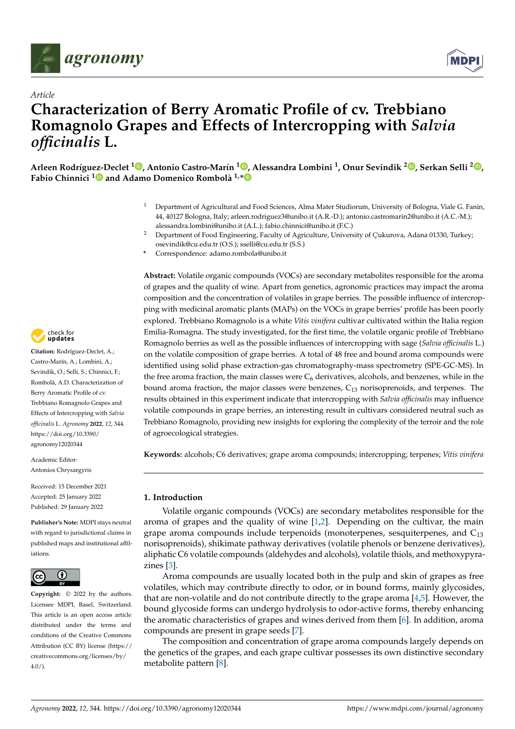*Article*

# Characterization of Berry Aromatic Profile of cv. Trebbiano Romagnolo Grapes and Effects of Intercropping with *Salvia officinalis* L.

**Arleen Rodríguez-Declet [1], Antonio Castro-Marín [1], Alessandra Lombini [1], Onur Sevindik [2], Serkan Selli [2], Fabio Chinnici [1] and Adamo Domenico Rombolà [1,*]**

[1] Department of Agricultural and Food Sciences, Alma Mater Studiorum, University of Bologna, Viale G. Fanin, 44, 40127 Bologna, Italy; arleen.rodriguez3@unibo.it (A.R.-D.); antonio.castromarin2@unibo.it (A.C.-M.); alessandra.lombini@unibo.it (A.L.); fabio.chinnici@unibo.it (F.C.)

[2] Department of Food Engineering, Faculty of Agriculture, University of Çukurova, Adana 01330, Turkey; osevindik@cu.edu.tr (O.S.); sselli@cu.edu.tr (S.S.)

\* Correspondence: adamo.rombola@unibo.it

**Citation:** Rodríguez-Declet, A.; Castro-Marín, A.; Lombini, A.; Sevindik, O.; Selli, S.; Chinnici, F.; Rombolà, A.D. Characterization of Berry Aromatic Profile of cv. Trebbiano Romagnolo Grapes and Effects of Intercropping with *Salvia officinalis* L. *Agronomy* **2022**, *12*, 344. https://doi.org/10.3390/agronomy12020344

Academic Editor: Antonios Chrysargyris

Received: 15 December 2021
Accepted: 25 January 2022
Published: 29 January 2022

**Publisher's Note:** MDPI stays neutral with regard to jurisdictional claims in published maps and institutional affiliations.

**Copyright:** © 2022 by the authors. Licensee MDPI, Basel, Switzerland. This article is an open access article distributed under the terms and conditions of the Creative Commons Attribution (CC BY) license (https://creativecommons.org/licenses/by/4.0/).

**Abstract:** Volatile organic compounds (VOCs) are secondary metabolites responsible for the aroma of grapes and the quality of wine. Apart from genetics, agronomic practices may impact the aroma composition and the concentration of volatiles in grape berries. The possible influence of intercropping with medicinal aromatic plants (MAPs) on the VOCs in grape berries' profile has been poorly explored. Trebbiano Romagnolo is a white *Vitis vinifera* cultivar cultivated within the Italia region Emilia-Romagna. The study investigated, for the first time, the volatile organic profile of Trebbiano Romagnolo berries as well as the possible influences of intercropping with sage (*Salvia officinalis* L.) on the volatile composition of grape berries. A total of 48 free and bound aroma compounds were identified using solid phase extraction-gas chromatography-mass spectrometry (SPE-GC-MS). In the free aroma fraction, the main classes were $C_6$ derivatives, alcohols, and benzenes, while in the bound aroma fraction, the major classes were benzenes, $C_{13}$ norisoprenoids, and terpenes. The results obtained in this experiment indicate that intercropping with *Salvia officinalis* may influence volatile compounds in grape berries, an interesting result in cultivars considered neutral such as Trebbiano Romagnolo, providing new insights for exploring the complexity of the terroir and the role of agroecological strategies.

**Keywords:** alcohols; C6 derivatives; grape aroma compounds; intercropping; terpenes; *Vitis vinifera*

## 1. Introduction

Volatile organic compounds (VOCs) are secondary metabolites responsible for the aroma of grapes and the quality of wine [1,2]. Depending on the cultivar, the main grape aroma compounds include terpenoids (monoterpenes, sesquiterpenes, and $C_{13}$ norisoprenoids), shikimate pathway derivatives (volatile phenols or benzene derivatives), aliphatic C6 volatile compounds (aldehydes and alcohols), volatile thiols, and methoxypyrazines [3].

Aroma compounds are usually located both in the pulp and skin of grapes as free volatiles, which may contribute directly to odor, or in bound forms, mainly glycosides, that are non-volatile and do not contribute directly to the grape aroma [4,5]. However, the bound glycoside forms can undergo hydrolysis to odor-active forms, thereby enhancing the aromatic characteristics of grapes and wines derived from them [6]. In addition, aroma compounds are present in grape seeds [7].

The composition and concentration of grape aroma compounds largely depends on the genetics of the grapes, and each grape cultivar possesses its own distinctive secondary metabolite pattern [8].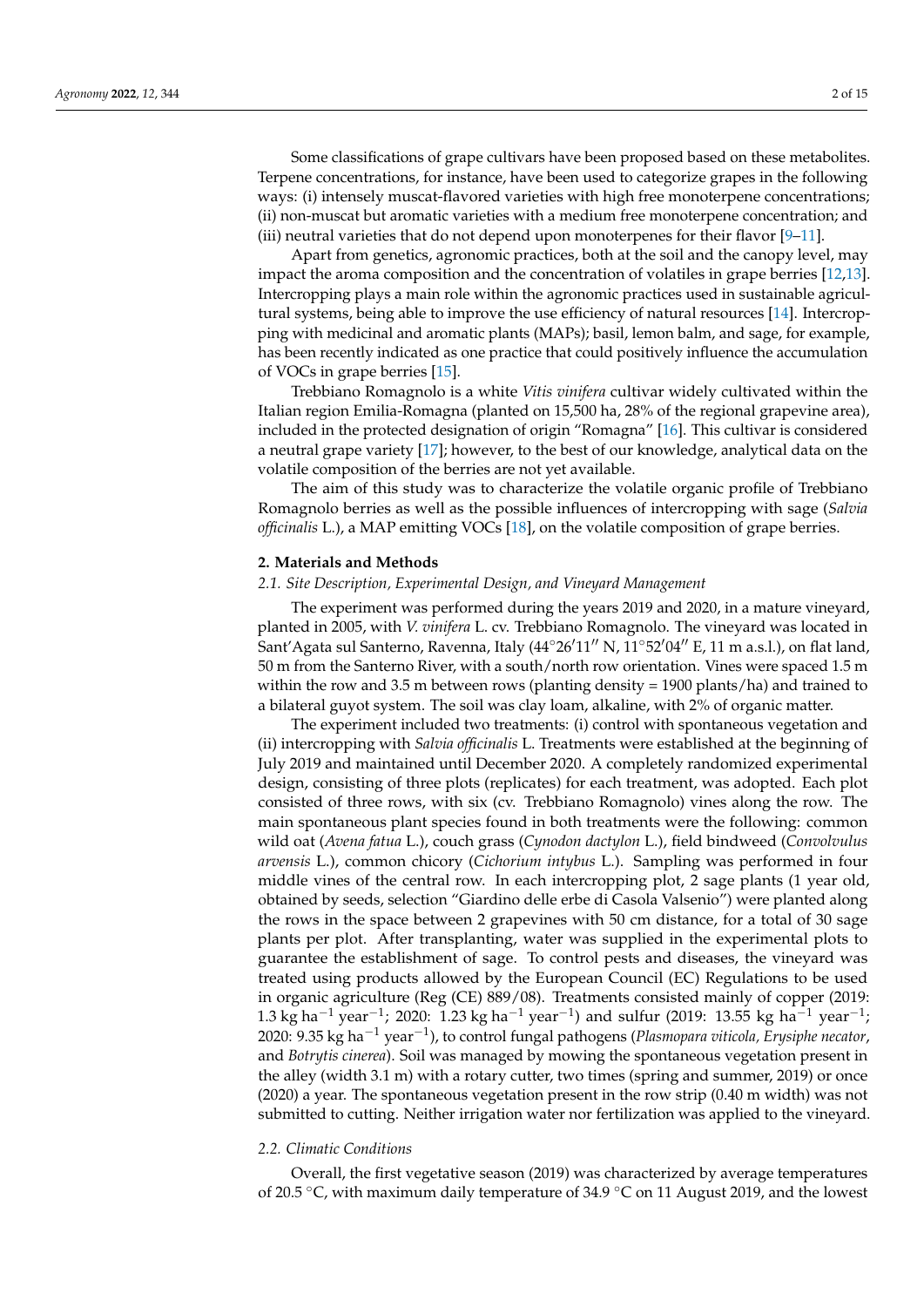Some classifications of grape cultivars have been proposed based on these metabolites. Terpene concentrations, for instance, have been used to categorize grapes in the following ways: (i) intensely muscat-flavored varieties with high free monoterpene concentrations; (ii) non-muscat but aromatic varieties with a medium free monoterpene concentration; and (iii) neutral varieties that do not depend upon monoterpenes for their flavor [9–11].

Apart from genetics, agronomic practices, both at the soil and the canopy level, may impact the aroma composition and the concentration of volatiles in grape berries [12,13]. Intercropping plays a main role within the agronomic practices used in sustainable agricultural systems, being able to improve the use efficiency of natural resources [14]. Intercropping with medicinal and aromatic plants (MAPs); basil, lemon balm, and sage, for example, has been recently indicated as one practice that could positively influence the accumulation of VOCs in grape berries [15].

Trebbiano Romagnolo is a white *Vitis vinifera* cultivar widely cultivated within the Italian region Emilia-Romagna (planted on 15,500 ha, 28% of the regional grapevine area), included in the protected designation of origin "Romagna" [16]. This cultivar is considered a neutral grape variety [17]; however, to the best of our knowledge, analytical data on the volatile composition of the berries are not yet available.

The aim of this study was to characterize the volatile organic profile of Trebbiano Romagnolo berries as well as the possible influences of intercropping with sage (*Salvia officinalis* L.), a MAP emitting VOCs [18], on the volatile composition of grape berries.

## 2. Materials and Methods

### 2.1. Site Description, Experimental Design, and Vineyard Management

The experiment was performed during the years 2019 and 2020, in a mature vineyard, planted in 2005, with *V. vinifera* L. cv. Trebbiano Romagnolo. The vineyard was located in Sant'Agata sul Santerno, Ravenna, Italy (44°26′11″ N, 11°52′04″ E, 11 m a.s.l.), on flat land, 50 m from the Santerno River, with a south/north row orientation. Vines were spaced 1.5 m within the row and 3.5 m between rows (planting density = 1900 plants/ha) and trained to a bilateral guyot system. The soil was clay loam, alkaline, with 2% of organic matter.

The experiment included two treatments: (i) control with spontaneous vegetation and (ii) intercropping with *Salvia officinalis* L. Treatments were established at the beginning of July 2019 and maintained until December 2020. A completely randomized experimental design, consisting of three plots (replicates) for each treatment, was adopted. Each plot consisted of three rows, with six (cv. Trebbiano Romagnolo) vines along the row. The main spontaneous plant species found in both treatments were the following: common wild oat (*Avena fatua* L.), couch grass (*Cynodon dactylon* L.), field bindweed (*Convolvulus arvensis* L.), common chicory (*Cichorium intybus* L.). Sampling was performed in four middle vines of the central row. In each intercropping plot, 2 sage plants (1 year old, obtained by seeds, selection "Giardino delle erbe di Casola Valsenio") were planted along the rows in the space between 2 grapevines with 50 cm distance, for a total of 30 sage plants per plot. After transplanting, water was supplied in the experimental plots to guarantee the establishment of sage. To control pests and diseases, the vineyard was treated using products allowed by the European Council (EC) Regulations to be used in organic agriculture (Reg (CE) 889/08). Treatments consisted mainly of copper (2019: 1.3 kg $ha^{-1}$ $year^{-1}$; 2020: 1.23 kg $ha^{-1}$ $year^{-1}$) and sulfur (2019: 13.55 kg $ha^{-1}$ $year^{-1}$; 2020: 9.35 kg $ha^{-1}$ $year^{-1}$), to control fungal pathogens (*Plasmopara viticola, Erysiphe necator*, and *Botrytis cinerea*). Soil was managed by mowing the spontaneous vegetation present in the alley (width 3.1 m) with a rotary cutter, two times (spring and summer, 2019) or once (2020) a year. The spontaneous vegetation present in the row strip (0.40 m width) was not submitted to cutting. Neither irrigation water nor fertilization was applied to the vineyard.

### 2.2. Climatic Conditions

Overall, the first vegetative season (2019) was characterized by average temperatures of 20.5 °C, with maximum daily temperature of 34.9 °C on 11 August 2019, and the lowest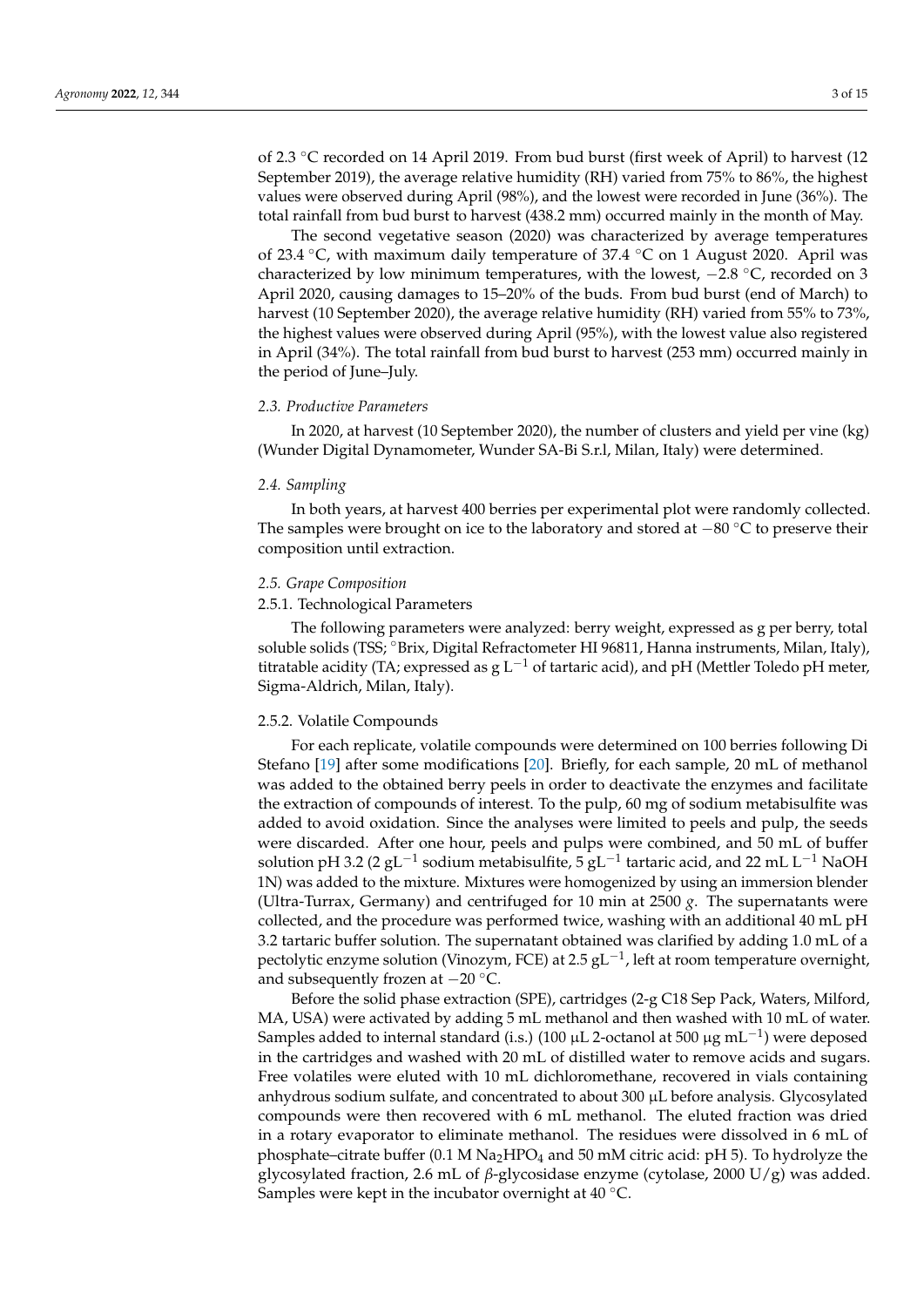of 2.3 °C recorded on 14 April 2019. From bud burst (first week of April) to harvest (12 September 2019), the average relative humidity (RH) varied from 75% to 86%, the highest values were observed during April (98%), and the lowest were recorded in June (36%). The total rainfall from bud burst to harvest (438.2 mm) occurred mainly in the month of May.

The second vegetative season (2020) was characterized by average temperatures of 23.4 °C, with maximum daily temperature of 37.4 °C on 1 August 2020. April was characterized by low minimum temperatures, with the lowest, −2.8 °C, recorded on 3 April 2020, causing damages to 15–20% of the buds. From bud burst (end of March) to harvest (10 September 2020), the average relative humidity (RH) varied from 55% to 73%, the highest values were observed during April (95%), with the lowest value also registered in April (34%). The total rainfall from bud burst to harvest (253 mm) occurred mainly in the period of June–July.

### *2.3. Productive Parameters*

In 2020, at harvest (10 September 2020), the number of clusters and yield per vine (kg) (Wunder Digital Dynamometer, Wunder SA-Bi S.r.l, Milan, Italy) were determined.

### *2.4. Sampling*

In both years, at harvest 400 berries per experimental plot were randomly collected. The samples were brought on ice to the laboratory and stored at −80 °C to preserve their composition until extraction.

### *2.5. Grape Composition*

#### 2.5.1. Technological Parameters

The following parameters were analyzed: berry weight, expressed as g per berry, total soluble solids (TSS; °Brix, Digital Refractometer HI 96811, Hanna instruments, Milan, Italy), titratable acidity (TA; expressed as g $L^{-1}$ of tartaric acid), and pH (Mettler Toledo pH meter, Sigma-Aldrich, Milan, Italy).

#### 2.5.2. Volatile Compounds

For each replicate, volatile compounds were determined on 100 berries following Di Stefano [19] after some modifications [20]. Briefly, for each sample, 20 mL of methanol was added to the obtained berry peels in order to deactivate the enzymes and facilitate the extraction of compounds of interest. To the pulp, 60 mg of sodium metabisulfite was added to avoid oxidation. Since the analyses were limited to peels and pulp, the seeds were discarded. After one hour, peels and pulps were combined, and 50 mL of buffer solution pH 3.2 (2 $gL^{-1}$ sodium metabisulfite, 5 $gL^{-1}$ tartaric acid, and 22 mL $L^{-1}$ NaOH 1N) was added to the mixture. Mixtures were homogenized by using an immersion blender (Ultra-Turrax, Germany) and centrifuged for 10 min at 2500 *g*. The supernatants were collected, and the procedure was performed twice, washing with an additional 40 mL pH 3.2 tartaric buffer solution. The supernatant obtained was clarified by adding 1.0 mL of a pectolytic enzyme solution (Vinozym, FCE) at 2.5 $gL^{-1}$, left at room temperature overnight, and subsequently frozen at −20 °C.

Before the solid phase extraction (SPE), cartridges (2-g C18 Sep Pack, Waters, Milford, MA, USA) were activated by adding 5 mL methanol and then washed with 10 mL of water. Samples added to internal standard (i.s.) (100 µL 2-octanol at 500 µg $mL^{-1}$) were deposed in the cartridges and washed with 20 mL of distilled water to remove acids and sugars. Free volatiles were eluted with 10 mL dichloromethane, recovered in vials containing anhydrous sodium sulfate, and concentrated to about 300 µL before analysis. Glycosylated compounds were then recovered with 6 mL methanol. The eluted fraction was dried in a rotary evaporator to eliminate methanol. The residues were dissolved in 6 mL of phosphate–citrate buffer (0.1 M $Na_2HPO_4$ and 50 mM citric acid: pH 5). To hydrolyze the glycosylated fraction, 2.6 mL of *β*-glycosidase enzyme (cytolase, 2000 U/g) was added. Samples were kept in the incubator overnight at 40 °C.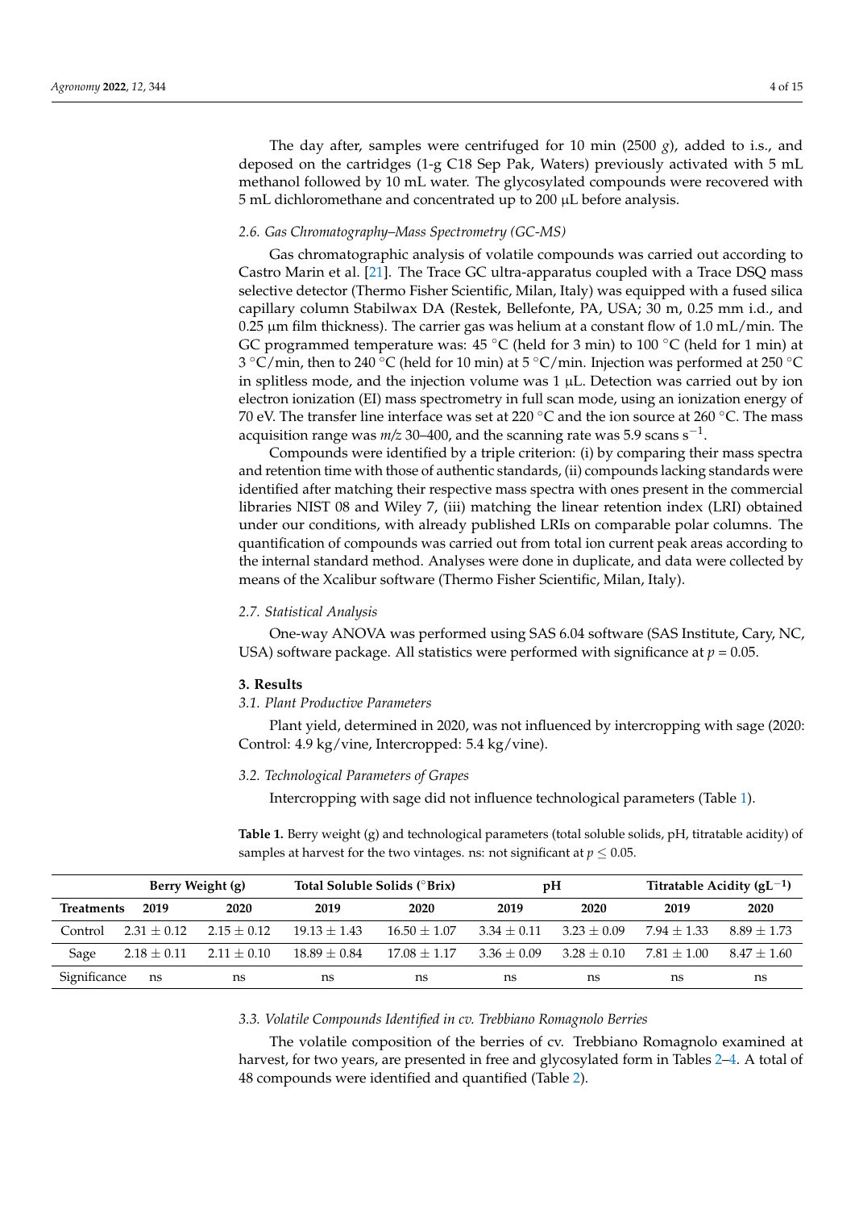The day after, samples were centrifuged for 10 min (2500 *g*), added to i.s., and deposed on the cartridges (1-g C18 Sep Pak, Waters) previously activated with 5 mL methanol followed by 10 mL water. The glycosylated compounds were recovered with 5 mL dichloromethane and concentrated up to 200 µL before analysis.

### *2.6. Gas Chromatography–Mass Spectrometry (GC-MS)*

Gas chromatographic analysis of volatile compounds was carried out according to Castro Marin et al. [21]. The Trace GC ultra-apparatus coupled with a Trace DSQ mass selective detector (Thermo Fisher Scientific, Milan, Italy) was equipped with a fused silica capillary column Stabilwax DA (Restek, Bellefonte, PA, USA; 30 m, 0.25 mm i.d., and 0.25 µm film thickness). The carrier gas was helium at a constant flow of 1.0 mL/min. The GC programmed temperature was: 45 °C (held for 3 min) to 100 °C (held for 1 min) at 3 °C/min, then to 240 °C (held for 10 min) at 5 °C/min. Injection was performed at 250 °C in splitless mode, and the injection volume was 1 µL. Detection was carried out by ion electron ionization (EI) mass spectrometry in full scan mode, using an ionization energy of 70 eV. The transfer line interface was set at 220 °C and the ion source at 260 °C. The mass acquisition range was *m/z* 30–400, and the scanning rate was 5.9 scans $s^{-1}$.

Compounds were identified by a triple criterion: (i) by comparing their mass spectra and retention time with those of authentic standards, (ii) compounds lacking standards were identified after matching their respective mass spectra with ones present in the commercial libraries NIST 08 and Wiley 7, (iii) matching the linear retention index (LRI) obtained under our conditions, with already published LRIs on comparable polar columns. The quantification of compounds was carried out from total ion current peak areas according to the internal standard method. Analyses were done in duplicate, and data were collected by means of the Xcalibur software (Thermo Fisher Scientific, Milan, Italy).

### *2.7. Statistical Analysis*

One-way ANOVA was performed using SAS 6.04 software (SAS Institute, Cary, NC, USA) software package. All statistics were performed with significance at $p = 0.05$.

## **3. Results**

### *3.1. Plant Productive Parameters*

Plant yield, determined in 2020, was not influenced by intercropping with sage (2020: Control: 4.9 kg/vine, Intercropped: 5.4 kg/vine).

### *3.2. Technological Parameters of Grapes*

Intercropping with sage did not influence technological parameters (Table 1).

**Table 1.** Berry weight (g) and technological parameters (total soluble solids, pH, titratable acidity) of samples at harvest for the two vintages. ns: not significant at $p \leq 0.05$.

| | Berry Weight (g) | | Total Soluble Solids (°Brix) | | pH | | Titratable Acidity ($gL^{-1}$) | |
|---|---|---|---|---|---|---|---|---|
| **Treatments** | **2019** | **2020** | **2019** | **2020** | **2019** | **2020** | **2019** | **2020** |
| Control | 2.31 ± 0.12 | 2.15 ± 0.12 | 19.13 ± 1.43 | 16.50 ± 1.07 | 3.34 ± 0.11 | 3.23 ± 0.09 | 7.94 ± 1.33 | 8.89 ± 1.73 |
| Sage | 2.18 ± 0.11 | 2.11 ± 0.10 | 18.89 ± 0.84 | 17.08 ± 1.17 | 3.36 ± 0.09 | 3.28 ± 0.10 | 7.81 ± 1.00 | 8.47 ± 1.60 |
| Significance | ns | ns | ns | ns | ns | ns | ns | ns |

### *3.3. Volatile Compounds Identified in cv. Trebbiano Romagnolo Berries*

The volatile composition of the berries of cv. Trebbiano Romagnolo examined at harvest, for two years, are presented in free and glycosylated form in Tables 2–4. A total of 48 compounds were identified and quantified (Table 2).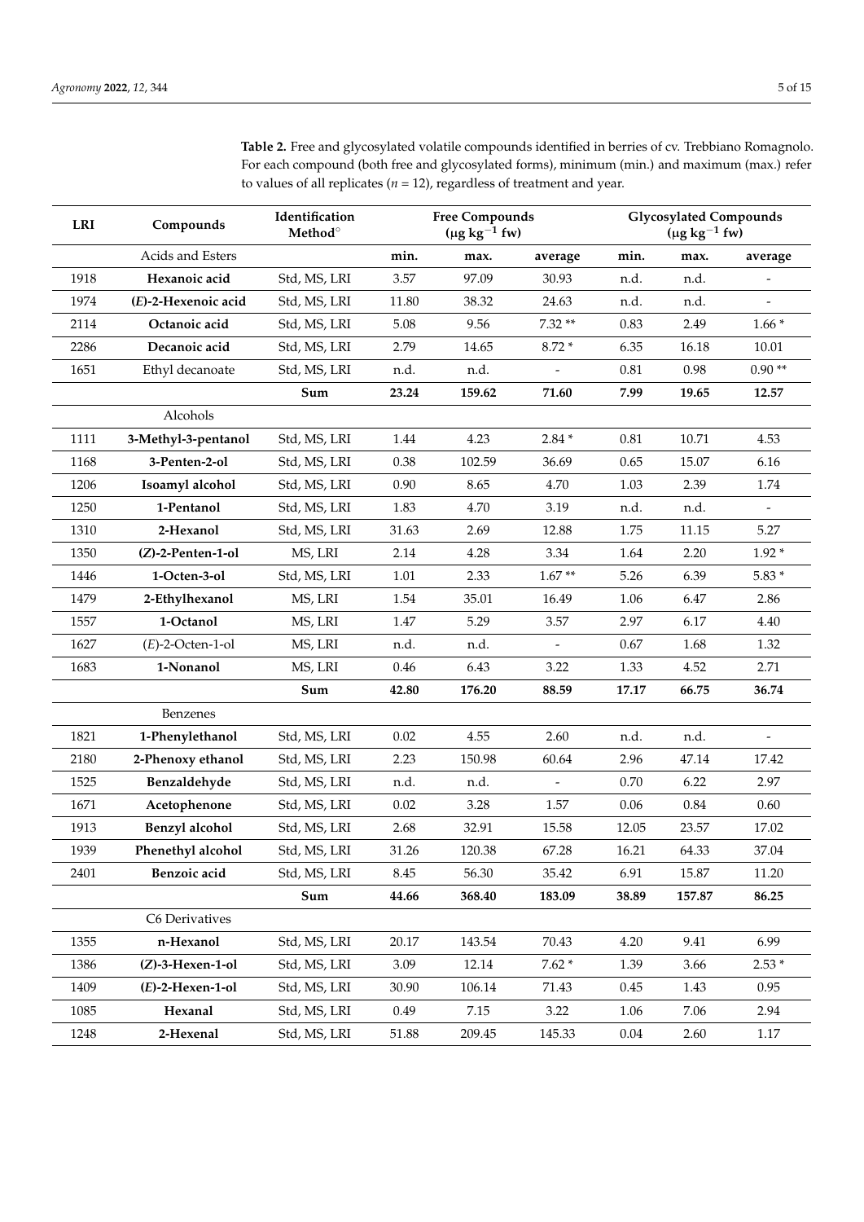**Table 2.** Free and glycosylated volatile compounds identified in berries of cv. Trebbiano Romagnolo. For each compound (both free and glycosylated forms), minimum (min.) and maximum (max.) refer to values of all replicates ($n$ = 12), regardless of treatment and year.

| LRI | Compounds | Identification Method° | Free Compounds ($\mu g\ kg^{-1}$ fw) | | | Glycosylated Compounds ($\mu g\ kg^{-1}$ fw) | | |
|---|---|---|---|---|---|---|---|---|
| | Acids and Esters | | **min.** | **max.** | **average** | **min.** | **max.** | **average** |
| 1918 | **Hexanoic acid** | Std, MS, LRI | 3.57 | 97.09 | 30.93 | n.d. | n.d. | - |
| 1974 | **(*E*)-2-Hexenoic acid** | Std, MS, LRI | 11.80 | 38.32 | 24.63 | n.d. | n.d. | - |
| 2114 | **Octanoic acid** | Std, MS, LRI | 5.08 | 9.56 | 7.32 ** | 0.83 | 2.49 | 1.66 * |
| 2286 | **Decanoic acid** | Std, MS, LRI | 2.79 | 14.65 | 8.72 * | 6.35 | 16.18 | 10.01 |
| 1651 | Ethyl decanoate | Std, MS, LRI | n.d. | n.d. | - | 0.81 | 0.98 | 0.90 ** |
| | | **Sum** | **23.24** | **159.62** | **71.60** | **7.99** | **19.65** | **12.57** |
| | Alcohols | | | | | | | |
| 1111 | **3-Methyl-3-pentanol** | Std, MS, LRI | 1.44 | 4.23 | 2.84 * | 0.81 | 10.71 | 4.53 |
| 1168 | **3-Penten-2-ol** | Std, MS, LRI | 0.38 | 102.59 | 36.69 | 0.65 | 15.07 | 6.16 |
| 1206 | **Isoamyl alcohol** | Std, MS, LRI | 0.90 | 8.65 | 4.70 | 1.03 | 2.39 | 1.74 |
| 1250 | **1-Pentanol** | Std, MS, LRI | 1.83 | 4.70 | 3.19 | n.d. | n.d. | - |
| 1310 | **2-Hexanol** | Std, MS, LRI | 31.63 | 2.69 | 12.88 | 1.75 | 11.15 | 5.27 |
| 1350 | **(*Z*)-2-Penten-1-ol** | MS, LRI | 2.14 | 4.28 | 3.34 | 1.64 | 2.20 | 1.92 * |
| 1446 | **1-Octen-3-ol** | Std, MS, LRI | 1.01 | 2.33 | 1.67 ** | 5.26 | 6.39 | 5.83 * |
| 1479 | **2-Ethylhexanol** | MS, LRI | 1.54 | 35.01 | 16.49 | 1.06 | 6.47 | 2.86 |
| 1557 | **1-Octanol** | MS, LRI | 1.47 | 5.29 | 3.57 | 2.97 | 6.17 | 4.40 |
| 1627 | (*E*)-2-Octen-1-ol | MS, LRI | n.d. | n.d. | - | 0.67 | 1.68 | 1.32 |
| 1683 | **1-Nonanol** | MS, LRI | 0.46 | 6.43 | 3.22 | 1.33 | 4.52 | 2.71 |
| | | **Sum** | **42.80** | **176.20** | **88.59** | **17.17** | **66.75** | **36.74** |
| | Benzenes | | | | | | | |
| 1821 | **1-Phenylethanol** | Std, MS, LRI | 0.02 | 4.55 | 2.60 | n.d. | n.d. | - |
| 2180 | **2-Phenoxy ethanol** | Std, MS, LRI | 2.23 | 150.98 | 60.64 | 2.96 | 47.14 | 17.42 |
| 1525 | **Benzaldehyde** | Std, MS, LRI | n.d. | n.d. | - | 0.70 | 6.22 | 2.97 |
| 1671 | **Acetophenone** | Std, MS, LRI | 0.02 | 3.28 | 1.57 | 0.06 | 0.84 | 0.60 |
| 1913 | **Benzyl alcohol** | Std, MS, LRI | 2.68 | 32.91 | 15.58 | 12.05 | 23.57 | 17.02 |
| 1939 | **Phenethyl alcohol** | Std, MS, LRI | 31.26 | 120.38 | 67.28 | 16.21 | 64.33 | 37.04 |
| 2401 | **Benzoic acid** | Std, MS, LRI | 8.45 | 56.30 | 35.42 | 6.91 | 15.87 | 11.20 |
| | | **Sum** | **44.66** | **368.40** | **183.09** | **38.89** | **157.87** | **86.25** |
| | C6 Derivatives | | | | | | | |
| 1355 | **n-Hexanol** | Std, MS, LRI | 20.17 | 143.54 | 70.43 | 4.20 | 9.41 | 6.99 |
| 1386 | **(*Z*)-3-Hexen-1-ol** | Std, MS, LRI | 3.09 | 12.14 | 7.62 * | 1.39 | 3.66 | 2.53 * |
| 1409 | **(*E*)-2-Hexen-1-ol** | Std, MS, LRI | 30.90 | 106.14 | 71.43 | 0.45 | 1.43 | 0.95 |
| 1085 | **Hexanal** | Std, MS, LRI | 0.49 | 7.15 | 3.22 | 1.06 | 7.06 | 2.94 |
| 1248 | **2-Hexenal** | Std, MS, LRI | 51.88 | 209.45 | 145.33 | 0.04 | 2.60 | 1.17 |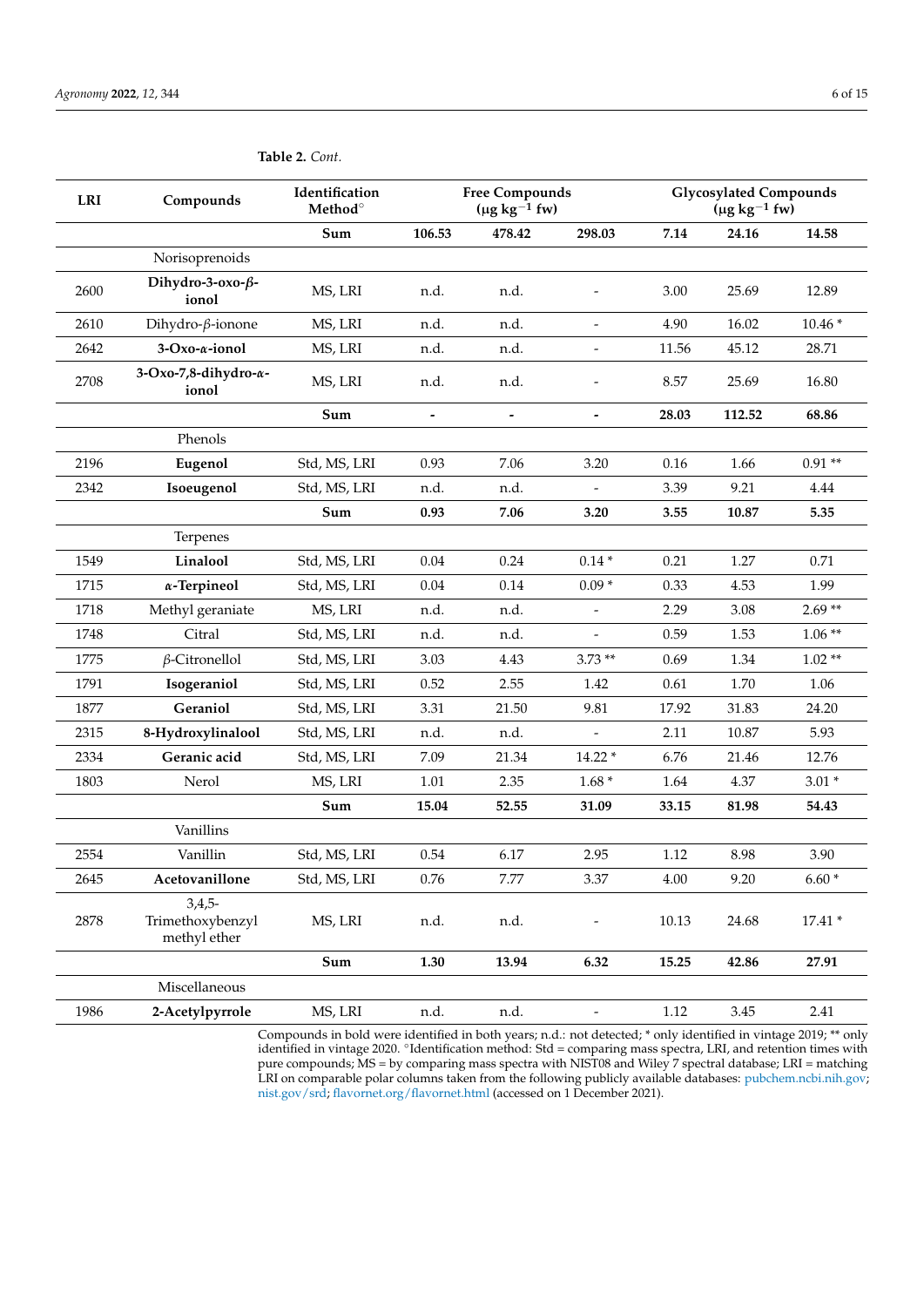**Table 2.** *Cont.*

| LRI | Compounds | Identification Method° | Free Compounds ($\mu g\ kg^{-1}$ fw) | | | Glycosylated Compounds ($\mu g\ kg^{-1}$ fw) | | |
|---|---|---|---|---|---|---|---|---|
| | | **Sum** | **106.53** | **478.42** | **298.03** | **7.14** | **24.16** | **14.58** |
| | Norisoprenoids | | | | | | | |
| 2600 | **Dihydro-3-oxo-β-ionol** | MS, LRI | n.d. | n.d. | - | 3.00 | 25.69 | 12.89 |
| 2610 | Dihydro-β-ionone | MS, LRI | n.d. | n.d. | - | 4.90 | 16.02 | 10.46 * |
| 2642 | **3-Oxo-α-ionol** | MS, LRI | n.d. | n.d. | - | 11.56 | 45.12 | 28.71 |
| 2708 | **3-Oxo-7,8-dihydro-α-ionol** | MS, LRI | n.d. | n.d. | - | 8.57 | 25.69 | 16.80 |
| | | **Sum** | **-** | **-** | **-** | **28.03** | **112.52** | **68.86** |
| | Phenols | | | | | | | |
| 2196 | **Eugenol** | Std, MS, LRI | 0.93 | 7.06 | 3.20 | 0.16 | 1.66 | 0.91 ** |
| 2342 | **Isoeugenol** | Std, MS, LRI | n.d. | n.d. | - | 3.39 | 9.21 | 4.44 |
| | | **Sum** | **0.93** | **7.06** | **3.20** | **3.55** | **10.87** | **5.35** |
| | Terpenes | | | | | | | |
| 1549 | **Linalool** | Std, MS, LRI | 0.04 | 0.24 | 0.14 * | 0.21 | 1.27 | 0.71 |
| 1715 | **α-Terpineol** | Std, MS, LRI | 0.04 | 0.14 | 0.09 * | 0.33 | 4.53 | 1.99 |
| 1718 | Methyl geraniate | MS, LRI | n.d. | n.d. | - | 2.29 | 3.08 | 2.69 ** |
| 1748 | Citral | Std, MS, LRI | n.d. | n.d. | - | 0.59 | 1.53 | 1.06 ** |
| 1775 | β-Citronellol | Std, MS, LRI | 3.03 | 4.43 | 3.73 ** | 0.69 | 1.34 | 1.02 ** |
| 1791 | **Isogeraniol** | Std, MS, LRI | 0.52 | 2.55 | 1.42 | 0.61 | 1.70 | 1.06 |
| 1877 | **Geraniol** | Std, MS, LRI | 3.31 | 21.50 | 9.81 | 17.92 | 31.83 | 24.20 |
| 2315 | **8-Hydroxylinalool** | Std, MS, LRI | n.d. | n.d. | - | 2.11 | 10.87 | 5.93 |
| 2334 | **Geranic acid** | Std, MS, LRI | 7.09 | 21.34 | 14.22 * | 6.76 | 21.46 | 12.76 |
| 1803 | Nerol | MS, LRI | 1.01 | 2.35 | 1.68 * | 1.64 | 4.37 | 3.01 * |
| | | **Sum** | **15.04** | **52.55** | **31.09** | **33.15** | **81.98** | **54.43** |
| | Vanillins | | | | | | | |
| 2554 | Vanillin | Std, MS, LRI | 0.54 | 6.17 | 2.95 | 1.12 | 8.98 | 3.90 |
| 2645 | **Acetovanillone** | Std, MS, LRI | 0.76 | 7.77 | 3.37 | 4.00 | 9.20 | 6.60 * |
| 2878 | 3,4,5-Trimethoxybenzyl methyl ether | MS, LRI | n.d. | n.d. | - | 10.13 | 24.68 | 17.41 * |
| | | **Sum** | **1.30** | **13.94** | **6.32** | **15.25** | **42.86** | **27.91** |
| | Miscellaneous | | | | | | | |
| 1986 | **2-Acetylpyrrole** | MS, LRI | n.d. | n.d. | - | 1.12 | 3.45 | 2.41 |

Compounds in bold were identified in both years; n.d.: not detected; * only identified in vintage 2019; ** only identified in vintage 2020. °Identification method: Std = comparing mass spectra, LRI, and retention times with pure compounds; MS = by comparing mass spectra with NIST08 and Wiley 7 spectral database; LRI = matching LRI on comparable polar columns taken from the following publicly available databases: pubchem.ncbi.nih.gov; nist.gov/srd; flavornet.org/flavornet.html (accessed on 1 December 2021).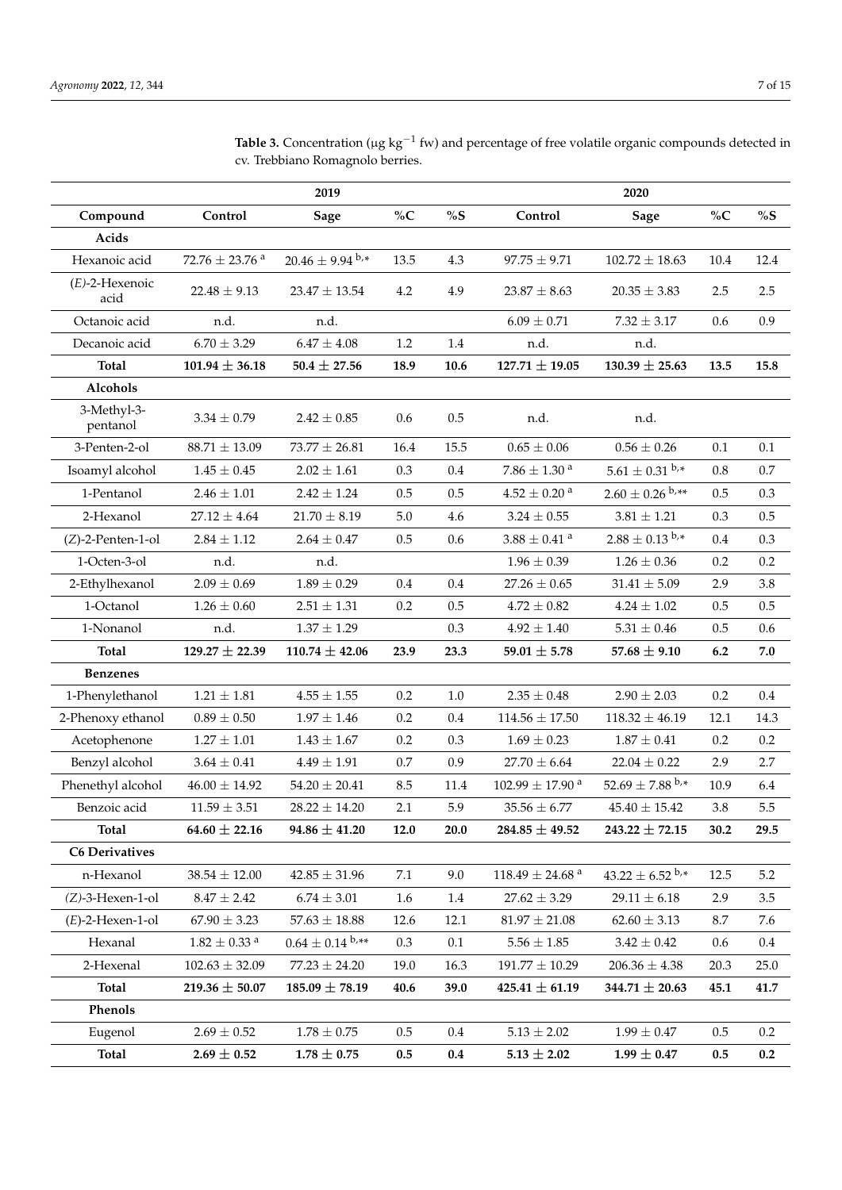**Table 3.** Concentration (μg $kg^{-1}$ fw) and percentage of free volatile organic compounds detected in cv. Trebbiano Romagnolo berries.

| | 2019 | | | | 2020 | | | |
|---|---|---|---|---|---|---|---|---|
| **Compound** | **Control** | **Sage** | **%C** | **%S** | **Control** | **Sage** | **%C** | **%S** |
| **Acids** | | | | | | | | |
| Hexanoic acid | 72.76 ± 23.76 [a] | 20.46 ± 9.94 [b,*] | 13.5 | 4.3 | 97.75 ± 9.71 | 102.72 ± 18.63 | 10.4 | 12.4 |
| *(E)*-2-Hexenoic acid | 22.48 ± 9.13 | 23.47 ± 13.54 | 4.2 | 4.9 | 23.87 ± 8.63 | 20.35 ± 3.83 | 2.5 | 2.5 |
| Octanoic acid | n.d. | n.d. | | | 6.09 ± 0.71 | 7.32 ± 3.17 | 0.6 | 0.9 |
| Decanoic acid | 6.70 ± 3.29 | 6.47 ± 4.08 | 1.2 | 1.4 | n.d. | n.d. | | |
| **Total** | **101.94 ± 36.18** | **50.4 ± 27.56** | **18.9** | **10.6** | **127.71 ± 19.05** | **130.39 ± 25.63** | **13.5** | **15.8** |
| **Alcohols** | | | | | | | | |
| 3-Methyl-3-pentanol | 3.34 ± 0.79 | 2.42 ± 0.85 | 0.6 | 0.5 | n.d. | n.d. | | |
| 3-Penten-2-ol | 88.71 ± 13.09 | 73.77 ± 26.81 | 16.4 | 15.5 | 0.65 ± 0.06 | 0.56 ± 0.26 | 0.1 | 0.1 |
| Isoamyl alcohol | 1.45 ± 0.45 | 2.02 ± 1.61 | 0.3 | 0.4 | 7.86 ± 1.30 [a] | 5.61 ± 0.31 [b,*] | 0.8 | 0.7 |
| 1-Pentanol | 2.46 ± 1.01 | 2.42 ± 1.24 | 0.5 | 0.5 | 4.52 ± 0.20 [a] | 2.60 ± 0.26 [b,**] | 0.5 | 0.3 |
| 2-Hexanol | 27.12 ± 4.64 | 21.70 ± 8.19 | 5.0 | 4.6 | 3.24 ± 0.55 | 3.81 ± 1.21 | 0.3 | 0.5 |
| *(Z)*-2-Penten-1-ol | 2.84 ± 1.12 | 2.64 ± 0.47 | 0.5 | 0.6 | 3.88 ± 0.41 [a] | 2.88 ± 0.13 [b,*] | 0.4 | 0.3 |
| 1-Octen-3-ol | n.d. | n.d. | | | 1.96 ± 0.39 | 1.26 ± 0.36 | 0.2 | 0.2 |
| 2-Ethylhexanol | 2.09 ± 0.69 | 1.89 ± 0.29 | 0.4 | 0.4 | 27.26 ± 0.65 | 31.41 ± 5.09 | 2.9 | 3.8 |
| 1-Octanol | 1.26 ± 0.60 | 2.51 ± 1.31 | 0.2 | 0.5 | 4.72 ± 0.82 | 4.24 ± 1.02 | 0.5 | 0.5 |
| 1-Nonanol | n.d. | 1.37 ± 1.29 | | 0.3 | 4.92 ± 1.40 | 5.31 ± 0.46 | 0.5 | 0.6 |
| **Total** | **129.27 ± 22.39** | **110.74 ± 42.06** | **23.9** | **23.3** | **59.01 ± 5.78** | **57.68 ± 9.10** | **6.2** | **7.0** |
| **Benzenes** | | | | | | | | |
| 1-Phenylethanol | 1.21 ± 1.81 | 4.55 ± 1.55 | 0.2 | 1.0 | 2.35 ± 0.48 | 2.90 ± 2.03 | 0.2 | 0.4 |
| 2-Phenoxy ethanol | 0.89 ± 0.50 | 1.97 ± 1.46 | 0.2 | 0.4 | 114.56 ± 17.50 | 118.32 ± 46.19 | 12.1 | 14.3 |
| Acetophenone | 1.27 ± 1.01 | 1.43 ± 1.67 | 0.2 | 0.3 | 1.69 ± 0.23 | 1.87 ± 0.41 | 0.2 | 0.2 |
| Benzyl alcohol | 3.64 ± 0.41 | 4.49 ± 1.91 | 0.7 | 0.9 | 27.70 ± 6.64 | 22.04 ± 0.22 | 2.9 | 2.7 |
| Phenethyl alcohol | 46.00 ± 14.92 | 54.20 ± 20.41 | 8.5 | 11.4 | 102.99 ± 17.90 [a] | 52.69 ± 7.88 [b,*] | 10.9 | 6.4 |
| Benzoic acid | 11.59 ± 3.51 | 28.22 ± 14.20 | 2.1 | 5.9 | 35.56 ± 6.77 | 45.40 ± 15.42 | 3.8 | 5.5 |
| **Total** | **64.60 ± 22.16** | **94.86 ± 41.20** | **12.0** | **20.0** | **284.85 ± 49.52** | **243.22 ± 72.15** | **30.2** | **29.5** |
| **C6 Derivatives** | | | | | | | | |
| n-Hexanol | 38.54 ± 12.00 | 42.85 ± 31.96 | 7.1 | 9.0 | 118.49 ± 24.68 [a] | 43.22 ± 6.52 [b,*] | 12.5 | 5.2 |
| *(Z)*-3-Hexen-1-ol | 8.47 ± 2.42 | 6.74 ± 3.01 | 1.6 | 1.4 | 27.62 ± 3.29 | 29.11 ± 6.18 | 2.9 | 3.5 |
| *(E)*-2-Hexen-1-ol | 67.90 ± 3.23 | 57.63 ± 18.88 | 12.6 | 12.1 | 81.97 ± 21.08 | 62.60 ± 3.13 | 8.7 | 7.6 |
| Hexanal | 1.82 ± 0.33 [a] | 0.64 ± 0.14 [b,**] | 0.3 | 0.1 | 5.56 ± 1.85 | 3.42 ± 0.42 | 0.6 | 0.4 |
| 2-Hexenal | 102.63 ± 32.09 | 77.23 ± 24.20 | 19.0 | 16.3 | 191.77 ± 10.29 | 206.36 ± 4.38 | 20.3 | 25.0 |
| **Total** | **219.36 ± 50.07** | **185.09 ± 78.19** | **40.6** | **39.0** | **425.41 ± 61.19** | **344.71 ± 20.63** | **45.1** | **41.7** |
| **Phenols** | | | | | | | | |
| Eugenol | 2.69 ± 0.52 | 1.78 ± 0.75 | 0.5 | 0.4 | 5.13 ± 2.02 | 1.99 ± 0.47 | 0.5 | 0.2 |
| **Total** | **2.69 ± 0.52** | **1.78 ± 0.75** | **0.5** | **0.4** | **5.13 ± 2.02** | **1.99 ± 0.47** | **0.5** | **0.2** |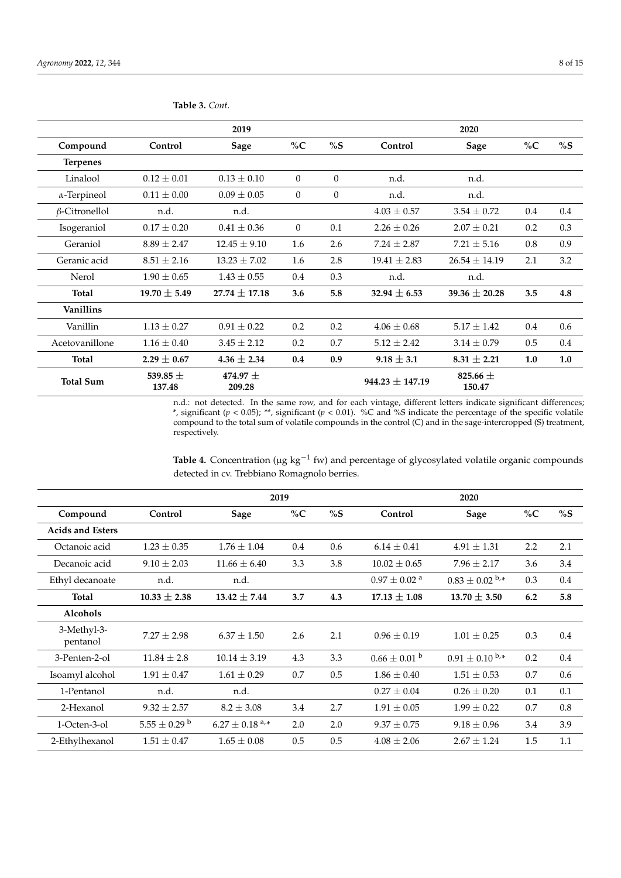**Table 3.** *Cont.*

| | 2019 | | | | 2020 | | | |
|---|---|---|---|---|---|---|---|---|
| **Compound** | **Control** | **Sage** | **%C** | **%S** | **Control** | **Sage** | **%C** | **%S** |
| **Terpenes** | | | | | | | | |
| Linalool | 0.12 ± 0.01 | 0.13 ± 0.10 | 0 | 0 | n.d. | n.d. | | |
| α-Terpineol | 0.11 ± 0.00 | 0.09 ± 0.05 | 0 | 0 | n.d. | n.d. | | |
| β-Citronellol | n.d. | n.d. | | | 4.03 ± 0.57 | 3.54 ± 0.72 | 0.4 | 0.4 |
| Isogeraniol | 0.17 ± 0.20 | 0.41 ± 0.36 | 0 | 0.1 | 2.26 ± 0.26 | 2.07 ± 0.21 | 0.2 | 0.3 |
| Geraniol | 8.89 ± 2.47 | 12.45 ± 9.10 | 1.6 | 2.6 | 7.24 ± 2.87 | 7.21 ± 5.16 | 0.8 | 0.9 |
| Geranic acid | 8.51 ± 2.16 | 13.23 ± 7.02 | 1.6 | 2.8 | 19.41 ± 2.83 | 26.54 ± 14.19 | 2.1 | 3.2 |
| Nerol | 1.90 ± 0.65 | 1.43 ± 0.55 | 0.4 | 0.3 | n.d. | n.d. | | |
| **Total** | **19.70 ± 5.49** | **27.74 ± 17.18** | **3.6** | **5.8** | **32.94 ± 6.53** | **39.36 ± 20.28** | **3.5** | **4.8** |
| **Vanillins** | | | | | | | | |
| Vanillin | 1.13 ± 0.27 | 0.91 ± 0.22 | 0.2 | 0.2 | 4.06 ± 0.68 | 5.17 ± 1.42 | 0.4 | 0.6 |
| Acetovanillone | 1.16 ± 0.40 | 3.45 ± 2.12 | 0.2 | 0.7 | 5.12 ± 2.42 | 3.14 ± 0.79 | 0.5 | 0.4 |
| **Total** | **2.29 ± 0.67** | **4.36 ± 2.34** | **0.4** | **0.9** | **9.18 ± 3.1** | **8.31 ± 2.21** | **1.0** | **1.0** |
| **Total Sum** | **539.85 ± 137.48** | **474.97 ± 209.28** | | | **944.23 ± 147.19** | **825.66 ± 150.47** | | |

n.d.: not detected. In the same row, and for each vintage, different letters indicate significant differences; *, significant ($p < 0.05$); **, significant ($p < 0.01$). %C and %S indicate the percentage of the specific volatile compound to the total sum of volatile compounds in the control (C) and in the sage-intercropped (S) treatment, respectively.

**Table 4.** Concentration (μg kg$^{-1}$ fw) and percentage of glycosylated volatile organic compounds detected in cv. Trebbiano Romagnolo berries.

| | 2019 | | | | 2020 | | | |
|---|---|---|---|---|---|---|---|---|
| **Compound** | **Control** | **Sage** | **%C** | **%S** | **Control** | **Sage** | **%C** | **%S** |
| **Acids and Esters** | | | | | | | | |
| Octanoic acid | 1.23 ± 0.35 | 1.76 ± 1.04 | 0.4 | 0.6 | 6.14 ± 0.41 | 4.91 ± 1.31 | 2.2 | 2.1 |
| Decanoic acid | 9.10 ± 2.03 | 11.66 ± 6.40 | 3.3 | 3.8 | 10.02 ± 0.65 | 7.96 ± 2.17 | 3.6 | 3.4 |
| Ethyl decanoate | n.d. | n.d. | | | 0.97 ± 0.02 [a] | 0.83 ± 0.02 [b,*] | 0.3 | 0.4 |
| **Total** | **10.33 ± 2.38** | **13.42 ± 7.44** | **3.7** | **4.3** | **17.13 ± 1.08** | **13.70 ± 3.50** | **6.2** | **5.8** |
| **Alcohols** | | | | | | | | |
| 3-Methyl-3-pentanol | 7.27 ± 2.98 | 6.37 ± 1.50 | 2.6 | 2.1 | 0.96 ± 0.19 | 1.01 ± 0.25 | 0.3 | 0.4 |
| 3-Penten-2-ol | 11.84 ± 2.8 | 10.14 ± 3.19 | 4.3 | 3.3 | 0.66 ± 0.01 [b] | 0.91 ± 0.10 [b,*] | 0.2 | 0.4 |
| Isoamyl alcohol | 1.91 ± 0.47 | 1.61 ± 0.29 | 0.7 | 0.5 | 1.86 ± 0.40 | 1.51 ± 0.53 | 0.7 | 0.6 |
| 1-Pentanol | n.d. | n.d. | | | 0.27 ± 0.04 | 0.26 ± 0.20 | 0.1 | 0.1 |
| 2-Hexanol | 9.32 ± 2.57 | 8.2 ± 3.08 | 3.4 | 2.7 | 1.91 ± 0.05 | 1.99 ± 0.22 | 0.7 | 0.8 |
| 1-Octen-3-ol | 5.55 ± 0.29 [b] | 6.27 ± 0.18 [a,*] | 2.0 | 2.0 | 9.37 ± 0.75 | 9.18 ± 0.96 | 3.4 | 3.9 |
| 2-Ethylhexanol | 1.51 ± 0.47 | 1.65 ± 0.08 | 0.5 | 0.5 | 4.08 ± 2.06 | 2.67 ± 1.24 | 1.5 | 1.1 |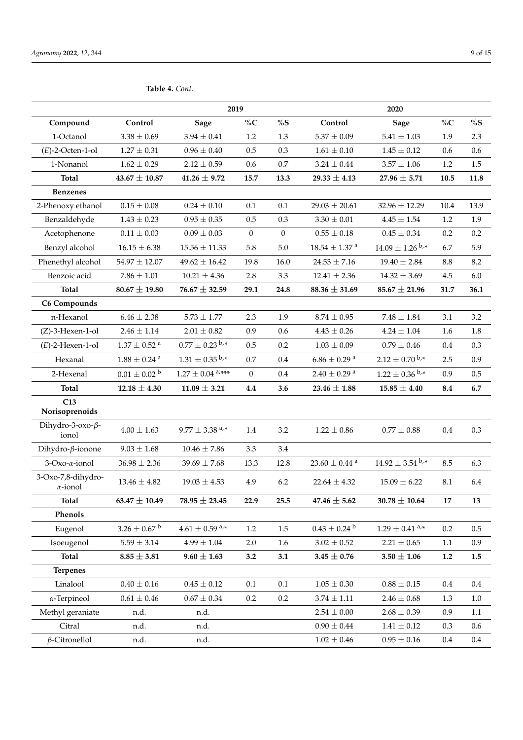**Table 4.** *Cont.*

| | 2019 | | | | 2020 | | | |
|---|---|---|---|---|---|---|---|---|
| **Compound** | **Control** | **Sage** | **%C** | **%S** | **Control** | **Sage** | **%C** | **%S** |
| 1-Octanol | 3.38 ± 0.69 | 3.94 ± 0.41 | 1.2 | 1.3 | 5.37 ± 0.09 | 5.41 ± 1.03 | 1.9 | 2.3 |
| (*E*)-2-Octen-1-ol | 1.27 ± 0.31 | 0.96 ± 0.40 | 0.5 | 0.3 | 1.61 ± 0.10 | 1.45 ± 0.12 | 0.6 | 0.6 |
| 1-Nonanol | 1.62 ± 0.29 | 2.12 ± 0.59 | 0.6 | 0.7 | 3.24 ± 0.44 | 3.57 ± 1.06 | 1.2 | 1.5 |
| **Total** | **43.67 ± 10.87** | **41.26 ± 9.72** | **15.7** | **13.3** | **29.33 ± 4.13** | **27.96 ± 5.71** | **10.5** | **11.8** |
| **Benzenes** | | | | | | | | |
| 2-Phenoxy ethanol | 0.15 ± 0.08 | 0.24 ± 0.10 | 0.1 | 0.1 | 29.03 ± 20.61 | 32.96 ± 12.29 | 10.4 | 13.9 |
| Benzaldehyde | 1.43 ± 0.23 | 0.95 ± 0.35 | 0.5 | 0.3 | 3.30 ± 0.01 | 4.45 ± 1.54 | 1.2 | 1.9 |
| Acetophenone | 0.11 ± 0.03 | 0.09 ± 0.03 | 0 | 0 | 0.55 ± 0.18 | 0.45 ± 0.34 | 0.2 | 0.2 |
| Benzyl alcohol | 16.15 ± 6.38 | 15.56 ± 11.33 | 5.8 | 5.0 | 18.54 ± 1.37 [a] | 14.09 ± 1.26 [b,*] | 6.7 | 5.9 |
| Phenethyl alcohol | 54.97 ± 12.07 | 49.62 ± 16.42 | 19.8 | 16.0 | 24.53 ± 7.16 | 19.40 ± 2.84 | 8.8 | 8.2 |
| Benzoic acid | 7.86 ± 1.01 | 10.21 ± 4.36 | 2.8 | 3.3 | 12.41 ± 2.36 | 14.32 ± 3.69 | 4.5 | 6.0 |
| **Total** | **80.67 ± 19.80** | **76.67 ± 32.59** | **29.1** | **24.8** | **88.36 ± 31.69** | **85.67 ± 21.96** | **31.7** | **36.1** |
| **C6 Compounds** | | | | | | | | |
| n-Hexanol | 6.46 ± 2.38 | 5.73 ± 1.77 | 2.3 | 1.9 | 8.74 ± 0.95 | 7.48 ± 1.84 | 3.1 | 3.2 |
| (*Z*)-3-Hexen-1-ol | 2.46 ± 1.14 | 2.01 ± 0.82 | 0.9 | 0.6 | 4.43 ± 0.26 | 4.24 ± 1.04 | 1.6 | 1.8 |
| (*E*)-2-Hexen-1-ol | 1.37 ± 0.52 [a] | 0.77 ± 0.23 [b,*] | 0.5 | 0.2 | 1.03 ± 0.09 | 0.79 ± 0.46 | 0.4 | 0.3 |
| Hexanal | 1.88 ± 0.24 [a] | 1.31 ± 0.35 [b,*] | 0.7 | 0.4 | 6.86 ± 0.29 [a] | 2.12 ± 0.70 [b,*] | 2.5 | 0.9 |
| 2-Hexenal | 0.01 ± 0.02 [b] | 1.27 ± 0.04 [a,***] | 0 | 0.4 | 2.40 ± 0.29 [a] | 1.22 ± 0.36 [b,*] | 0.9 | 0.5 |
| **Total** | **12.18 ± 4.30** | **11.09 ± 3.21** | **4.4** | **3.6** | **23.46 ± 1.88** | **15.85 ± 4.40** | **8.4** | **6.7** |
| **C13 Norisoprenoids** | | | | | | | | |
| Dihydro-3-oxo-*β*-ionol | 4.00 ± 1.63 | 9.77 ± 3.38 [a,*] | 1.4 | 3.2 | 1.22 ± 0.86 | 0.77 ± 0.88 | 0.4 | 0.3 |
| Dihydro-*β*-ionone | 9.03 ± 1.68 | 10.46 ± 7.86 | 3.3 | 3.4 | | | | |
| 3-Oxo-*α*-ionol | 36.98 ± 2.36 | 39.69 ± 7.68 | 13.3 | 12.8 | 23.60 ± 0.44 [a] | 14.92 ± 3.54 [b,*] | 8.5 | 6.3 |
| 3-Oxo-7,8-dihydro-*α*-ionol | 13.46 ± 4.82 | 19.03 ± 4.53 | 4.9 | 6.2 | 22.64 ± 4.32 | 15.09 ± 6.22 | 8.1 | 6.4 |
| **Total** | **63.47 ± 10.49** | **78.95 ± 23.45** | **22.9** | **25.5** | **47.46 ± 5.62** | **30.78 ± 10.64** | **17** | **13** |
| **Phenols** | | | | | | | | |
| Eugenol | 3.26 ± 0.67 [b] | 4.61 ± 0.59 [a,*] | 1.2 | 1.5 | 0.43 ± 0.24 [b] | 1.29 ± 0.41 [a,*] | 0.2 | 0.5 |
| Isoeugenol | 5.59 ± 3.14 | 4.99 ± 1.04 | 2.0 | 1.6 | 3.02 ± 0.52 | 2.21 ± 0.65 | 1.1 | 0.9 |
| **Total** | **8.85 ± 3.81** | **9.60 ± 1.63** | **3.2** | **3.1** | **3.45 ± 0.76** | **3.50 ± 1.06** | **1.2** | **1.5** |
| **Terpenes** | | | | | | | | |
| Linalool | 0.40 ± 0.16 | 0.45 ± 0.12 | 0.1 | 0.1 | 1.05 ± 0.30 | 0.88 ± 0.15 | 0.4 | 0.4 |
| *α*-Terpineol | 0.61 ± 0.46 | 0.67 ± 0.34 | 0.2 | 0.2 | 3.74 ± 1.11 | 2.46 ± 0.68 | 1.3 | 1.0 |
| Methyl geraniate | n.d. | n.d. | | | 2.54 ± 0.00 | 2.68 ± 0.39 | 0.9 | 1.1 |
| Citral | n.d. | n.d. | | | 0.90 ± 0.44 | 1.41 ± 0.12 | 0.3 | 0.6 |
| *β*-Citronellol | n.d. | n.d. | | | 1.02 ± 0.46 | 0.95 ± 0.16 | 0.4 | 0.4 |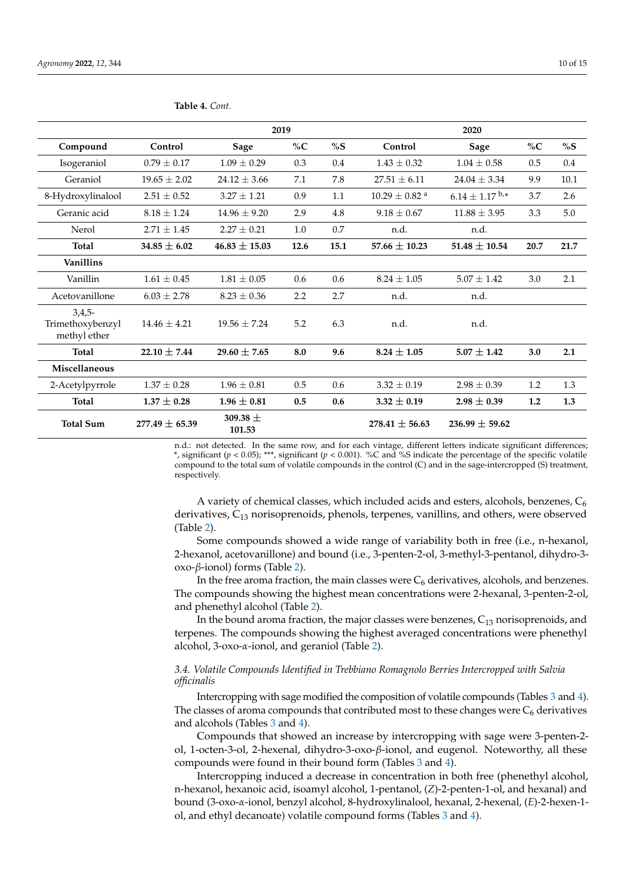**Table 4.** *Cont.*

| | 2019 | | | | 2020 | | | |
|---|---|---|---|---|---|---|---|---|
| **Compound** | **Control** | **Sage** | **%C** | **%S** | **Control** | **Sage** | **%C** | **%S** |
| Isogeraniol | 0.79 ± 0.17 | 1.09 ± 0.29 | 0.3 | 0.4 | 1.43 ± 0.32 | 1.04 ± 0.58 | 0.5 | 0.4 |
| Geraniol | 19.65 ± 2.02 | 24.12 ± 3.66 | 7.1 | 7.8 | 27.51 ± 6.11 | 24.04 ± 3.34 | 9.9 | 10.1 |
| 8-Hydroxylinalool | 2.51 ± 0.52 | 3.27 ± 1.21 | 0.9 | 1.1 | 10.29 ± 0.82 [a] | 6.14 ± 1.17 [b,*] | 3.7 | 2.6 |
| Geranic acid | 8.18 ± 1.24 | 14.96 ± 9.20 | 2.9 | 4.8 | 9.18 ± 0.67 | 11.88 ± 3.95 | 3.3 | 5.0 |
| Nerol | 2.71 ± 1.45 | 2.27 ± 0.21 | 1.0 | 0.7 | n.d. | n.d. | | |
| **Total** | **34.85 ± 6.02** | **46.83 ± 15.03** | **12.6** | **15.1** | **57.66 ± 10.23** | **51.48 ± 10.54** | **20.7** | **21.7** |
| **Vanillins** | | | | | | | | |
| Vanillin | 1.61 ± 0.45 | 1.81 ± 0.05 | 0.6 | 0.6 | 8.24 ± 1.05 | 5.07 ± 1.42 | 3.0 | 2.1 |
| Acetovanillone | 6.03 ± 2.78 | 8.23 ± 0.36 | 2.2 | 2.7 | n.d. | n.d. | | |
| 3,4,5-Trimethoxybenzyl methyl ether | 14.46 ± 4.21 | 19.56 ± 7.24 | 5.2 | 6.3 | n.d. | n.d. | | |
| **Total** | **22.10 ± 7.44** | **29.60 ± 7.65** | **8.0** | **9.6** | **8.24 ± 1.05** | **5.07 ± 1.42** | **3.0** | **2.1** |
| **Miscellaneous** | | | | | | | | |
| 2-Acetylpyrrole | 1.37 ± 0.28 | 1.96 ± 0.81 | 0.5 | 0.6 | 3.32 ± 0.19 | 2.98 ± 0.39 | 1.2 | 1.3 |
| **Total** | **1.37 ± 0.28** | **1.96 ± 0.81** | **0.5** | **0.6** | **3.32 ± 0.19** | **2.98 ± 0.39** | **1.2** | **1.3** |
| **Total Sum** | **277.49 ± 65.39** | **309.38 ± 101.53** | | | **278.41 ± 56.63** | **236.99 ± 59.62** | | |

n.d.: not detected. In the same row, and for each vintage, different letters indicate significant differences; *, significant ($p < 0.05$); ***, significant ($p < 0.001$). %C and %S indicate the percentage of the specific volatile compound to the total sum of volatile compounds in the control (C) and in the sage-intercropped (S) treatment, respectively.

A variety of chemical classes, which included acids and esters, alcohols, benzenes, $C_6$ derivatives, $C_{13}$ norisoprenoids, phenols, terpenes, vanillins, and others, were observed (Table 2).

Some compounds showed a wide range of variability both in free (i.e., n-hexanol, 2-hexanol, acetovanillone) and bound (i.e., 3-penten-2-ol, 3-methyl-3-pentanol, dihydro-3-oxo-$\beta$-ionol) forms (Table 2).

In the free aroma fraction, the main classes were $C_6$ derivatives, alcohols, and benzenes. The compounds showing the highest mean concentrations were 2-hexanal, 3-penten-2-ol, and phenethyl alcohol (Table 2).

In the bound aroma fraction, the major classes were benzenes, $C_{13}$ norisoprenoids, and terpenes. The compounds showing the highest averaged concentrations were phenethyl alcohol, 3-oxo-$\alpha$-ionol, and geraniol (Table 2).

### 3.4. Volatile Compounds Identified in Trebbiano Romagnolo Berries Intercropped with *Salvia officinalis*

Intercropping with sage modified the composition of volatile compounds (Tables 3 and 4). The classes of aroma compounds that contributed most to these changes were $C_6$ derivatives and alcohols (Tables 3 and 4).

Compounds that showed an increase by intercropping with sage were 3-penten-2-ol, 1-octen-3-ol, 2-hexenal, dihydro-3-oxo-$\beta$-ionol, and eugenol. Noteworthy, all these compounds were found in their bound form (Tables 3 and 4).

Intercropping induced a decrease in concentration in both free (phenethyl alcohol, n-hexanol, hexanoic acid, isoamyl alcohol, 1-pentanol, (*Z*)-2-penten-1-ol, and hexanal) and bound (3-oxo-$\alpha$-ionol, benzyl alcohol, 8-hydroxylinalool, hexanal, 2-hexenal, (*E*)-2-hexen-1-ol, and ethyl decanoate) volatile compound forms (Tables 3 and 4).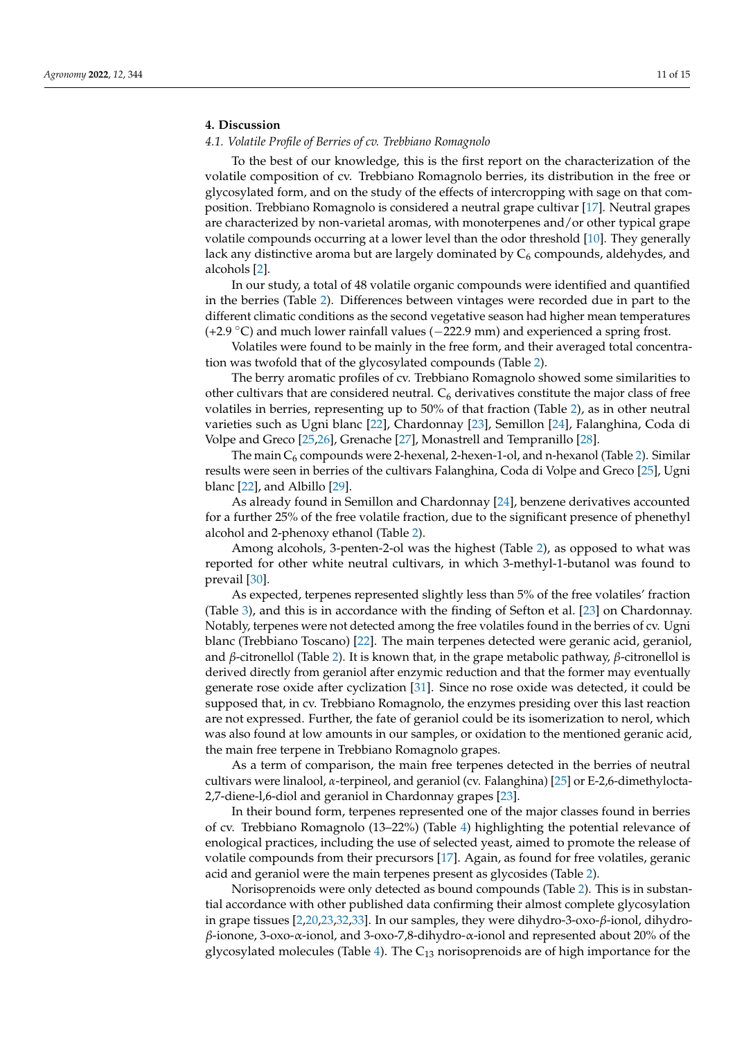## 4. Discussion

### *4.1. Volatile Profile of Berries of cv. Trebbiano Romagnolo*

To the best of our knowledge, this is the first report on the characterization of the volatile composition of cv. Trebbiano Romagnolo berries, its distribution in the free or glycosylated form, and on the study of the effects of intercropping with sage on that composition. Trebbiano Romagnolo is considered a neutral grape cultivar [17]. Neutral grapes are characterized by non-varietal aromas, with monoterpenes and/or other typical grape volatile compounds occurring at a lower level than the odor threshold [10]. They generally lack any distinctive aroma but are largely dominated by $C_6$ compounds, aldehydes, and alcohols [2].

In our study, a total of 48 volatile organic compounds were identified and quantified in the berries (Table 2). Differences between vintages were recorded due in part to the different climatic conditions as the second vegetative season had higher mean temperatures (+2.9 °C) and much lower rainfall values (−222.9 mm) and experienced a spring frost.

Volatiles were found to be mainly in the free form, and their averaged total concentration was twofold that of the glycosylated compounds (Table 2).

The berry aromatic profiles of cv. Trebbiano Romagnolo showed some similarities to other cultivars that are considered neutral. $C_6$ derivatives constitute the major class of free volatiles in berries, representing up to 50% of that fraction (Table 2), as in other neutral varieties such as Ugni blanc [22], Chardonnay [23], Semillon [24], Falanghina, Coda di Volpe and Greco [25,26], Grenache [27], Monastrell and Tempranillo [28].

The main $C_6$ compounds were 2-hexenal, 2-hexen-1-ol, and n-hexanol (Table 2). Similar results were seen in berries of the cultivars Falanghina, Coda di Volpe and Greco [25], Ugni blanc [22], and Albillo [29].

As already found in Semillon and Chardonnay [24], benzene derivatives accounted for a further 25% of the free volatile fraction, due to the significant presence of phenethyl alcohol and 2-phenoxy ethanol (Table 2).

Among alcohols, 3-penten-2-ol was the highest (Table 2), as opposed to what was reported for other white neutral cultivars, in which 3-methyl-1-butanol was found to prevail [30].

As expected, terpenes represented slightly less than 5% of the free volatiles' fraction (Table 3), and this is in accordance with the finding of Sefton et al. [23] on Chardonnay. Notably, terpenes were not detected among the free volatiles found in the berries of cv. Ugni blanc (Trebbiano Toscano) [22]. The main terpenes detected were geranic acid, geraniol, and *β*-citronellol (Table 2). It is known that, in the grape metabolic pathway, *β*-citronellol is derived directly from geraniol after enzymic reduction and that the former may eventually generate rose oxide after cyclization [31]. Since no rose oxide was detected, it could be supposed that, in cv. Trebbiano Romagnolo, the enzymes presiding over this last reaction are not expressed. Further, the fate of geraniol could be its isomerization to nerol, which was also found at low amounts in our samples, or oxidation to the mentioned geranic acid, the main free terpene in Trebbiano Romagnolo grapes.

As a term of comparison, the main free terpenes detected in the berries of neutral cultivars were linalool, *α*-terpineol, and geraniol (cv. Falanghina) [25] or E-2,6-dimethylocta-2,7-diene-l,6-diol and geraniol in Chardonnay grapes [23].

In their bound form, terpenes represented one of the major classes found in berries of cv. Trebbiano Romagnolo (13–22%) (Table 4) highlighting the potential relevance of enological practices, including the use of selected yeast, aimed to promote the release of volatile compounds from their precursors [17]. Again, as found for free volatiles, geranic acid and geraniol were the main terpenes present as glycosides (Table 2).

Norisoprenoids were only detected as bound compounds (Table 2). This is in substantial accordance with other published data confirming their almost complete glycosylation in grape tissues [2,20,23,32,33]. In our samples, they were dihydro-3-oxo-*β*-ionol, dihydro-*β*-ionone, 3-oxo-*α*-ionol, and 3-oxo-7,8-dihydro-*α*-ionol and represented about 20% of the glycosylated molecules (Table 4). The $C_{13}$ norisoprenoids are of high importance for the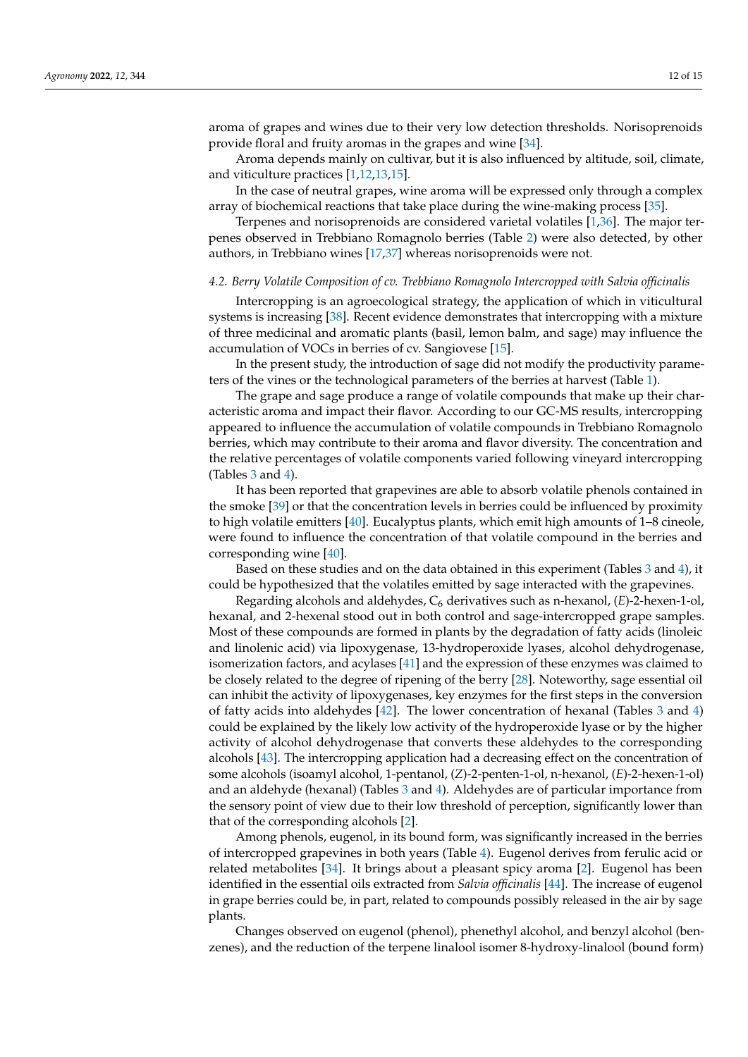aroma of grapes and wines due to their very low detection thresholds. Norisoprenoids provide floral and fruity aromas in the grapes and wine [34].

Aroma depends mainly on cultivar, but it is also influenced by altitude, soil, climate, and viticulture practices [1,12,13,15].

In the case of neutral grapes, wine aroma will be expressed only through a complex array of biochemical reactions that take place during the wine-making process [35].

Terpenes and norisoprenoids are considered varietal volatiles [1,36]. The major terpenes observed in Trebbiano Romagnolo berries (Table 2) were also detected, by other authors, in Trebbiano wines [17,37] whereas norisoprenoids were not.

### *4.2. Berry Volatile Composition of cv. Trebbiano Romagnolo Intercropped with Salvia officinalis*

Intercropping is an agroecological strategy, the application of which in viticultural systems is increasing [38]. Recent evidence demonstrates that intercropping with a mixture of three medicinal and aromatic plants (basil, lemon balm, and sage) may influence the accumulation of VOCs in berries of cv. Sangiovese [15].

In the present study, the introduction of sage did not modify the productivity parameters of the vines or the technological parameters of the berries at harvest (Table 1).

The grape and sage produce a range of volatile compounds that make up their characteristic aroma and impact their flavor. According to our GC-MS results, intercropping appeared to influence the accumulation of volatile compounds in Trebbiano Romagnolo berries, which may contribute to their aroma and flavor diversity. The concentration and the relative percentages of volatile components varied following vineyard intercropping (Tables 3 and 4).

It has been reported that grapevines are able to absorb volatile phenols contained in the smoke [39] or that the concentration levels in berries could be influenced by proximity to high volatile emitters [40]. Eucalyptus plants, which emit high amounts of 1–8 cineole, were found to influence the concentration of that volatile compound in the berries and corresponding wine [40].

Based on these studies and on the data obtained in this experiment (Tables 3 and 4), it could be hypothesized that the volatiles emitted by sage interacted with the grapevines.

Regarding alcohols and aldehydes, $C_6$ derivatives such as n-hexanol, (*E*)-2-hexen-1-ol, hexanal, and 2-hexenal stood out in both control and sage-intercropped grape samples. Most of these compounds are formed in plants by the degradation of fatty acids (linoleic and linolenic acid) via lipoxygenase, 13-hydroperoxide lyases, alcohol dehydrogenase, isomerization factors, and acylases [41] and the expression of these enzymes was claimed to be closely related to the degree of ripening of the berry [28]. Noteworthy, sage essential oil can inhibit the activity of lipoxygenases, key enzymes for the first steps in the conversion of fatty acids into aldehydes [42]. The lower concentration of hexanal (Tables 3 and 4) could be explained by the likely low activity of the hydroperoxide lyase or by the higher activity of alcohol dehydrogenase that converts these aldehydes to the corresponding alcohols [43]. The intercropping application had a decreasing effect on the concentration of some alcohols (isoamyl alcohol, 1-pentanol, (*Z*)-2-penten-1-ol, n-hexanol, (*E*)-2-hexen-1-ol) and an aldehyde (hexanal) (Tables 3 and 4). Aldehydes are of particular importance from the sensory point of view due to their low threshold of perception, significantly lower than that of the corresponding alcohols [2].

Among phenols, eugenol, in its bound form, was significantly increased in the berries of intercropped grapevines in both years (Table 4). Eugenol derives from ferulic acid or related metabolites [34]. It brings about a pleasant spicy aroma [2]. Eugenol has been identified in the essential oils extracted from *Salvia officinalis* [44]. The increase of eugenol in grape berries could be, in part, related to compounds possibly released in the air by sage plants.

Changes observed on eugenol (phenol), phenethyl alcohol, and benzyl alcohol (benzenes), and the reduction of the terpene linalool isomer 8-hydroxy-linalool (bound form)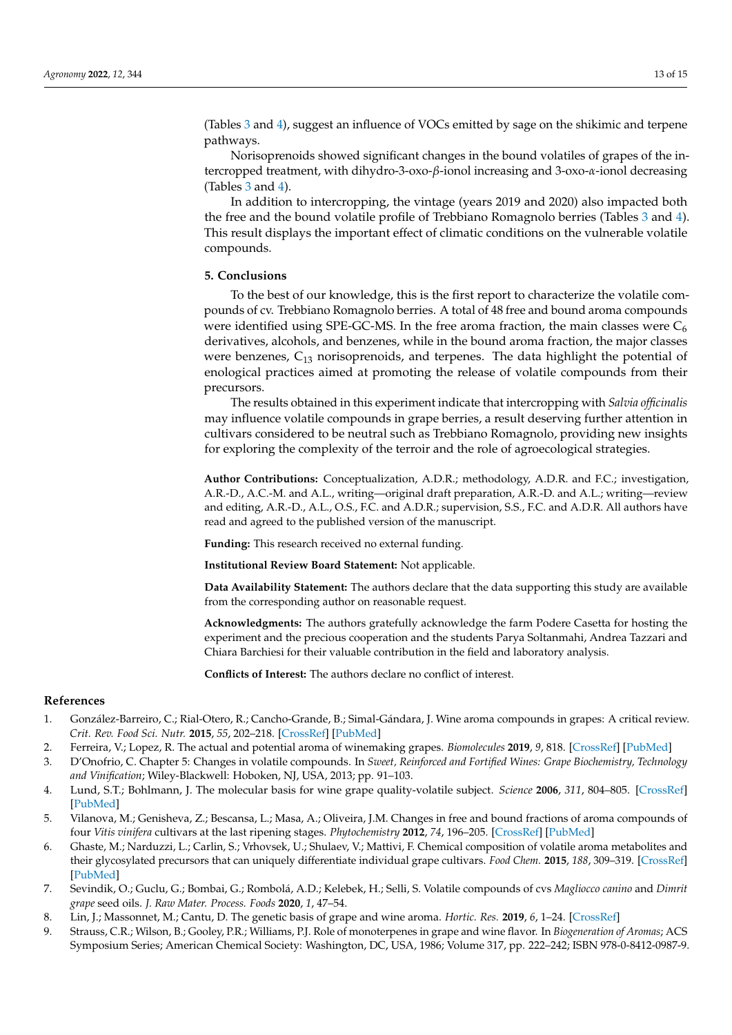(Tables 3 and 4), suggest an influence of VOCs emitted by sage on the shikimic and terpene pathways.

Norisoprenoids showed significant changes in the bound volatiles of grapes of the intercropped treatment, with dihydro-3-oxo-$\beta$-ionol increasing and 3-oxo-$\alpha$-ionol decreasing (Tables 3 and 4).

In addition to intercropping, the vintage (years 2019 and 2020) also impacted both the free and the bound volatile profile of Trebbiano Romagnolo berries (Tables 3 and 4). This result displays the important effect of climatic conditions on the vulnerable volatile compounds.

## 5. Conclusions

To the best of our knowledge, this is the first report to characterize the volatile compounds of cv. Trebbiano Romagnolo berries. A total of 48 free and bound aroma compounds were identified using SPE-GC-MS. In the free aroma fraction, the main classes were $C_6$ derivatives, alcohols, and benzenes, while in the bound aroma fraction, the major classes were benzenes, $C_{13}$ norisoprenoids, and terpenes. The data highlight the potential of enological practices aimed at promoting the release of volatile compounds from their precursors.

The results obtained in this experiment indicate that intercropping with *Salvia officinalis* may influence volatile compounds in grape berries, a result deserving further attention in cultivars considered to be neutral such as Trebbiano Romagnolo, providing new insights for exploring the complexity of the terroir and the role of agroecological strategies.

**Author Contributions:** Conceptualization, A.D.R.; methodology, A.D.R. and F.C.; investigation, A.R.-D., A.C.-M. and A.L., writing—original draft preparation, A.R.-D. and A.L.; writing—review and editing, A.R.-D., A.L., O.S., F.C. and A.D.R.; supervision, S.S., F.C. and A.D.R. All authors have read and agreed to the published version of the manuscript.

**Funding:** This research received no external funding.

**Institutional Review Board Statement:** Not applicable.

**Data Availability Statement:** The authors declare that the data supporting this study are available from the corresponding author on reasonable request.

**Acknowledgments:** The authors gratefully acknowledge the farm Podere Casetta for hosting the experiment and the precious cooperation and the students Parya Soltanmahi, Andrea Tazzari and Chiara Barchiesi for their valuable contribution in the field and laboratory analysis.

**Conflicts of Interest:** The authors declare no conflict of interest.

## References

1. González-Barreiro, C.; Rial-Otero, R.; Cancho-Grande, B.; Simal-Gándara, J. Wine aroma compounds in grapes: A critical review. *Crit. Rev. Food Sci. Nutr.* **2015**, *55*, 202–218. [CrossRef] [PubMed]
2. Ferreira, V.; Lopez, R. The actual and potential aroma of winemaking grapes. *Biomolecules* **2019**, *9*, 818. [CrossRef] [PubMed]
3. D'Onofrio, C. Chapter 5: Changes in volatile compounds. In *Sweet, Reinforced and Fortified Wines: Grape Biochemistry, Technology and Vinification*; Wiley-Blackwell: Hoboken, NJ, USA, 2013; pp. 91–103.
4. Lund, S.T.; Bohlmann, J. The molecular basis for wine grape quality-volatile subject. *Science* **2006**, *311*, 804–805. [CrossRef] [PubMed]
5. Vilanova, M.; Genisheva, Z.; Bescansa, L.; Masa, A.; Oliveira, J.M. Changes in free and bound fractions of aroma compounds of four *Vitis vinifera* cultivars at the last ripening stages. *Phytochemistry* **2012**, *74*, 196–205. [CrossRef] [PubMed]
6. Ghaste, M.; Narduzzi, L.; Carlin, S.; Vrhovsek, U.; Shulaev, V.; Mattivi, F. Chemical composition of volatile aroma metabolites and their glycosylated precursors that can uniquely differentiate individual grape cultivars. *Food Chem.* **2015**, *188*, 309–319. [CrossRef] [PubMed]
7. Sevindik, O.; Guclu, G.; Bombai, G.; Rombolá, A.D.; Kelebek, H.; Selli, S. Volatile compounds of cvs *Magliocco canino* and *Dimrit grape* seed oils. *J. Raw Mater. Process. Foods* **2020**, *1*, 47–54.
8. Lin, J.; Massonnet, M.; Cantu, D. The genetic basis of grape and wine aroma. *Hortic. Res.* **2019**, *6*, 1–24. [CrossRef]
9. Strauss, C.R.; Wilson, B.; Gooley, P.R.; Williams, P.J. Role of monoterpenes in grape and wine flavor. In *Biogeneration of Aromas*; ACS Symposium Series; American Chemical Society: Washington, DC, USA, 1986; Volume 317, pp. 222–242; ISBN 978-0-8412-0987-9.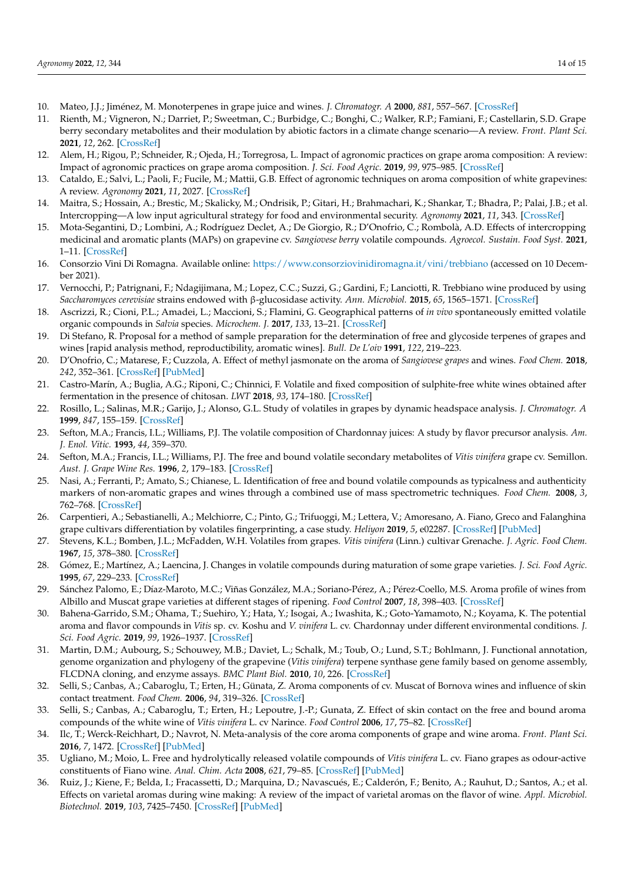10. Mateo, J.J.; Jiménez, M. Monoterpenes in grape juice and wines. *J. Chromatogr. A* **2000**, *881*, 557–567. [CrossRef]
11. Rienth, M.; Vigneron, N.; Darriet, P.; Sweetman, C.; Burbidge, C.; Bonghi, C.; Walker, R.P.; Famiani, F.; Castellarin, S.D. Grape berry secondary metabolites and their modulation by abiotic factors in a climate change scenario—A review. *Front. Plant Sci.* **2021**, *12*, 262. [CrossRef]
12. Alem, H.; Rigou, P.; Schneider, R.; Ojeda, H.; Torregrosa, L. Impact of agronomic practices on grape aroma composition: A review: Impact of agronomic practices on grape aroma composition. *J. Sci. Food Agric.* **2019**, *99*, 975–985. [CrossRef]
13. Cataldo, E.; Salvi, L.; Paoli, F.; Fucile, M.; Mattii, G.B. Effect of agronomic techniques on aroma composition of white grapevines: A review. *Agronomy* **2021**, *11*, 2027. [CrossRef]
14. Maitra, S.; Hossain, A.; Brestic, M.; Skalicky, M.; Ondrisik, P.; Gitari, H.; Brahmachari, K.; Shankar, T.; Bhadra, P.; Palai, J.B.; et al. Intercropping—A low input agricultural strategy for food and environmental security. *Agronomy* **2021**, *11*, 343. [CrossRef]
15. Mota-Segantini, D.; Lombini, A.; Rodríguez Declet, A.; De Giorgio, R.; D'Onofrio, C.; Rombolà, A.D. Effects of intercropping medicinal and aromatic plants (MAPs) on grapevine cv. *Sangiovese berry* volatile compounds. *Agroecol. Sustain. Food Syst.* **2021**, 1–11. [CrossRef]
16. Consorzio Vini Di Romagna. Available online: https://www.consorziovinidiromagna.it/vini/trebbiano (accessed on 10 December 2021).
17. Vernocchi, P.; Patrignani, F.; Ndagijimana, M.; Lopez, C.C.; Suzzi, G.; Gardini, F.; Lanciotti, R. Trebbiano wine produced by using *Saccharomyces cerevisiae* strains endowed with β-glucosidase activity. *Ann. Microbiol.* **2015**, *65*, 1565–1571. [CrossRef]
18. Ascrizzi, R.; Cioni, P.L.; Amadei, L.; Maccioni, S.; Flamini, G. Geographical patterns of *in vivo* spontaneously emitted volatile organic compounds in *Salvia* species. *Microchem. J.* **2017**, *133*, 13–21. [CrossRef]
19. Di Stefano, R. Proposal for a method of sample preparation for the determination of free and glycoside terpenes of grapes and wines [rapid analysis method, reproductibility, aromatic wines]. *Bull. De L'oiv* **1991**, *122*, 219–223.
20. D'Onofrio, C.; Matarese, F.; Cuzzola, A. Effect of methyl jasmonate on the aroma of *Sangiovese grapes* and wines. *Food Chem.* **2018**, *242*, 352–361. [CrossRef] [PubMed]
21. Castro-Marín, A.; Buglia, A.G.; Riponi, C.; Chinnici, F. Volatile and fixed composition of sulphite-free white wines obtained after fermentation in the presence of chitosan. *LWT* **2018**, *93*, 174–180. [CrossRef]
22. Rosillo, L.; Salinas, M.R.; Garijo, J.; Alonso, G.L. Study of volatiles in grapes by dynamic headspace analysis. *J. Chromatogr. A* **1999**, *847*, 155–159. [CrossRef]
23. Sefton, M.A.; Francis, I.L.; Williams, P.J. The volatile composition of Chardonnay juices: A study by flavor precursor analysis. *Am. J. Enol. Vitic.* **1993**, *44*, 359–370.
24. Sefton, M.A.; Francis, I.L.; Williams, P.J. The free and bound volatile secondary metabolites of *Vitis vinifera* grape cv. Semillon. *Aust. J. Grape Wine Res.* **1996**, *2*, 179–183. [CrossRef]
25. Nasi, A.; Ferranti, P.; Amato, S.; Chianese, L. Identification of free and bound volatile compounds as typicalness and authenticity markers of non-aromatic grapes and wines through a combined use of mass spectrometric techniques. *Food Chem.* **2008**, *3*, 762–768. [CrossRef]
26. Carpentieri, A.; Sebastianelli, A.; Melchiorre, C.; Pinto, G.; Trifuoggi, M.; Lettera, V.; Amoresano, A. Fiano, Greco and Falanghina grape cultivars differentiation by volatiles fingerprinting, a case study. *Heliyon* **2019**, *5*, e02287. [CrossRef] [PubMed]
27. Stevens, K.L.; Bomben, J.L.; McFadden, W.H. Volatiles from grapes. *Vitis vinifera* (Linn.) cultivar Grenache. *J. Agric. Food Chem.* **1967**, *15*, 378–380. [CrossRef]
28. Gómez, E.; Martínez, A.; Laencina, J. Changes in volatile compounds during maturation of some grape varieties. *J. Sci. Food Agric.* **1995**, *67*, 229–233. [CrossRef]
29. Sánchez Palomo, E.; Díaz-Maroto, M.C.; Viñas González, M.A.; Soriano-Pérez, A.; Pérez-Coello, M.S. Aroma profile of wines from Albillo and Muscat grape varieties at different stages of ripening. *Food Control* **2007**, *18*, 398–403. [CrossRef]
30. Bahena-Garrido, S.M.; Ohama, T.; Suehiro, Y.; Hata, Y.; Isogai, A.; Iwashita, K.; Goto-Yamamoto, N.; Koyama, K. The potential aroma and flavor compounds in *Vitis* sp. cv. Koshu and *V. vinifera* L. cv. Chardonnay under different environmental conditions. *J. Sci. Food Agric.* **2019**, *99*, 1926–1937. [CrossRef]
31. Martin, D.M.; Aubourg, S.; Schouwey, M.B.; Daviet, L.; Schalk, M.; Toub, O.; Lund, S.T.; Bohlmann, J. Functional annotation, genome organization and phylogeny of the grapevine (*Vitis vinifera*) terpene synthase gene family based on genome assembly, FLCDNA cloning, and enzyme assays. *BMC Plant Biol.* **2010**, *10*, 226. [CrossRef]
32. Selli, S.; Canbas, A.; Cabaroglu, T.; Erten, H.; Günata, Z. Aroma components of cv. Muscat of Bornova wines and influence of skin contact treatment. *Food Chem.* **2006**, *94*, 319–326. [CrossRef]
33. Selli, S.; Canbas, A.; Cabaroglu, T.; Erten, H.; Lepoutre, J.-P.; Gunata, Z. Effect of skin contact on the free and bound aroma compounds of the white wine of *Vitis vinifera* L. cv Narince. *Food Control* **2006**, *17*, 75–82. [CrossRef]
34. Ilc, T.; Werck-Reichhart, D.; Navrot, N. Meta-analysis of the core aroma components of grape and wine aroma. *Front. Plant Sci.* **2016**, *7*, 1472. [CrossRef] [PubMed]
35. Ugliano, M.; Moio, L. Free and hydrolytically released volatile compounds of *Vitis vinifera* L. cv. Fiano grapes as odour-active constituents of Fiano wine. *Anal. Chim. Acta* **2008**, *621*, 79–85. [CrossRef] [PubMed]
36. Ruiz, J.; Kiene, F.; Belda, I.; Fracassetti, D.; Marquina, D.; Navascués, E.; Calderón, F.; Benito, A.; Rauhut, D.; Santos, A.; et al. Effects on varietal aromas during wine making: A review of the impact of varietal aromas on the flavor of wine. *Appl. Microbiol. Biotechnol.* **2019**, *103*, 7425–7450. [CrossRef] [PubMed]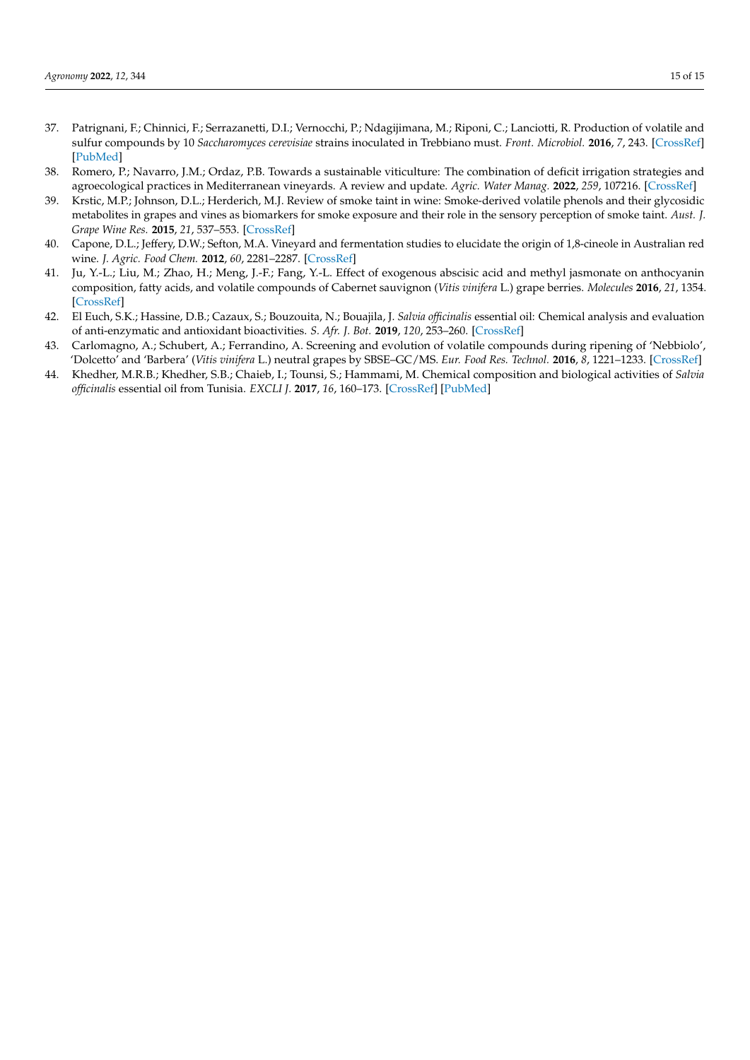37. Patrignani, F.; Chinnici, F.; Serrazanetti, D.I.; Vernocchi, P.; Ndagijimana, M.; Riponi, C.; Lanciotti, R. Production of volatile and sulfur compounds by 10 *Saccharomyces cerevisiae* strains inoculated in Trebbiano must. *Front. Microbiol.* **2016**, *7*, 243. [CrossRef] [PubMed]
38. Romero, P.; Navarro, J.M.; Ordaz, P.B. Towards a sustainable viticulture: The combination of deficit irrigation strategies and agroecological practices in Mediterranean vineyards. A review and update. *Agric. Water Manag.* **2022**, *259*, 107216. [CrossRef]
39. Krstic, M.P.; Johnson, D.L.; Herderich, M.J. Review of smoke taint in wine: Smoke-derived volatile phenols and their glycosidic metabolites in grapes and vines as biomarkers for smoke exposure and their role in the sensory perception of smoke taint. *Aust. J. Grape Wine Res.* **2015**, *21*, 537–553. [CrossRef]
40. Capone, D.L.; Jeffery, D.W.; Sefton, M.A. Vineyard and fermentation studies to elucidate the origin of 1,8-cineole in Australian red wine. *J. Agric. Food Chem.* **2012**, *60*, 2281–2287. [CrossRef]
41. Ju, Y.-L.; Liu, M.; Zhao, H.; Meng, J.-F.; Fang, Y.-L. Effect of exogenous abscisic acid and methyl jasmonate on anthocyanin composition, fatty acids, and volatile compounds of Cabernet sauvignon (*Vitis vinifera* L.) grape berries. *Molecules* **2016**, *21*, 1354. [CrossRef]
42. El Euch, S.K.; Hassine, D.B.; Cazaux, S.; Bouzouita, N.; Bouajila, J. *Salvia officinalis* essential oil: Chemical analysis and evaluation of anti-enzymatic and antioxidant bioactivities. *S. Afr. J. Bot.* **2019**, *120*, 253–260. [CrossRef]
43. Carlomagno, A.; Schubert, A.; Ferrandino, A. Screening and evolution of volatile compounds during ripening of 'Nebbiolo', 'Dolcetto' and 'Barbera' (*Vitis vinifera* L.) neutral grapes by SBSE–GC/MS. *Eur. Food Res. Technol.* **2016**, *8*, 1221–1233. [CrossRef]
44. Khedher, M.R.B.; Khedher, S.B.; Chaieb, I.; Tounsi, S.; Hammami, M. Chemical composition and biological activities of *Salvia officinalis* essential oil from Tunisia. *EXCLI J.* **2017**, *16*, 160–173. [CrossRef] [PubMed]